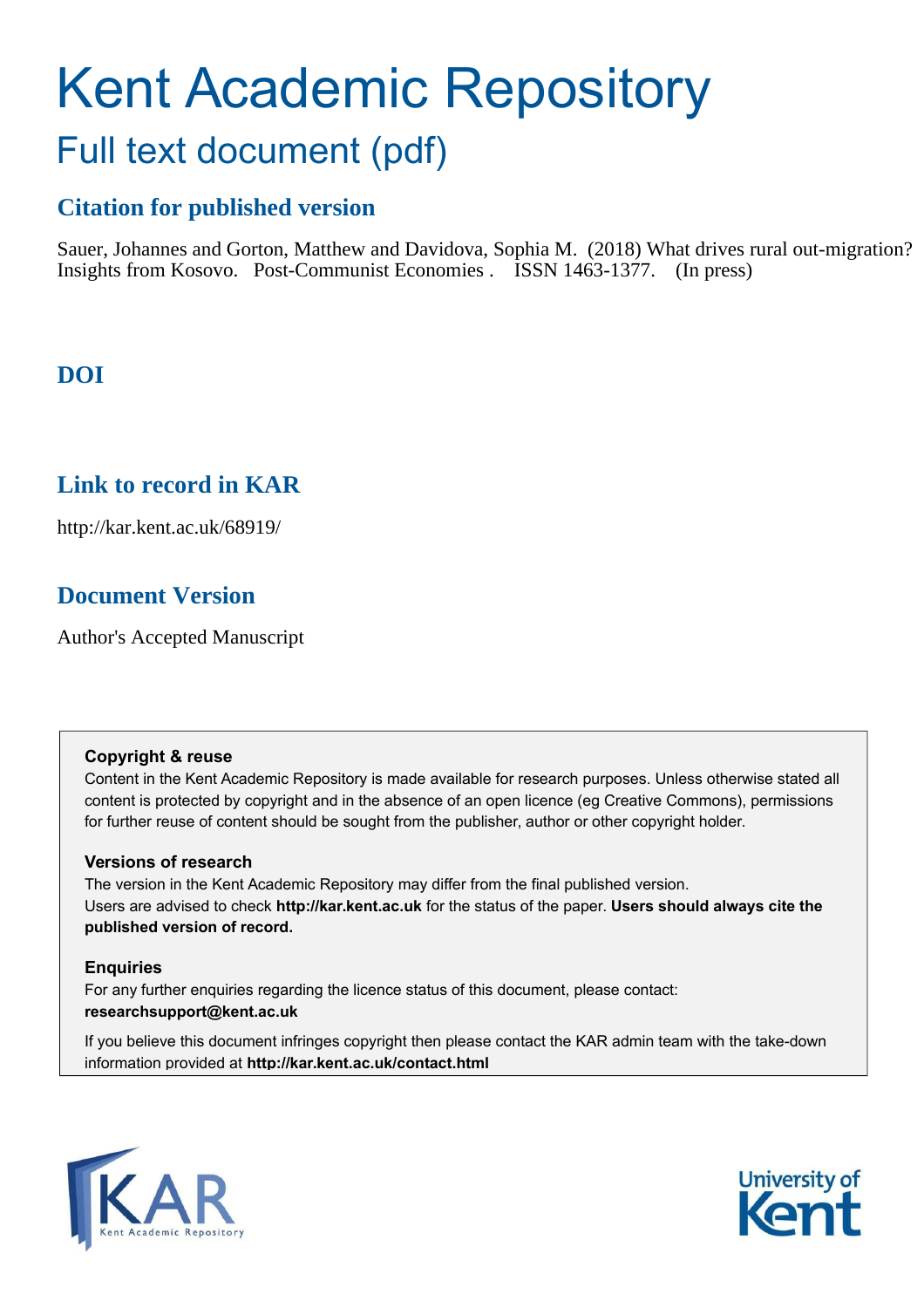# Kent Academic Repository

## Full text document (pdf)

### Citation for published version

Sauer, Johannes and Gorton, Matthew and Davidova, Sophia M. (2018) What drives rural out-migration? Insights from Kosovo. Post-Communist Economies . ISSN 1463-1377. (In press)

### DOI

### Link to record in KAR

http://kar.kent.ac.uk/68919/

### Document Version

Author's Accepted Manuscript

**Copyright & reuse**

Content in the Kent Academic Repository is made available for research purposes. Unless otherwise stated all content is protected by copyright and in the absence of an open licence (eg Creative Commons), permissions for further reuse of content should be sought from the publisher, author or other copyright holder.

**Versions of research**

The version in the Kent Academic Repository may differ from the final published version. Users are advised to check **http://kar.kent.ac.uk** for the status of the paper. **Users should always cite the published version of record.**

**Enquiries**

For any further enquiries regarding the licence status of this document, please contact: **researchsupport@kent.ac.uk**

If you believe this document infringes copyright then please contact the KAR admin team with the take-down information provided at **http://kar.kent.ac.uk/contact.html**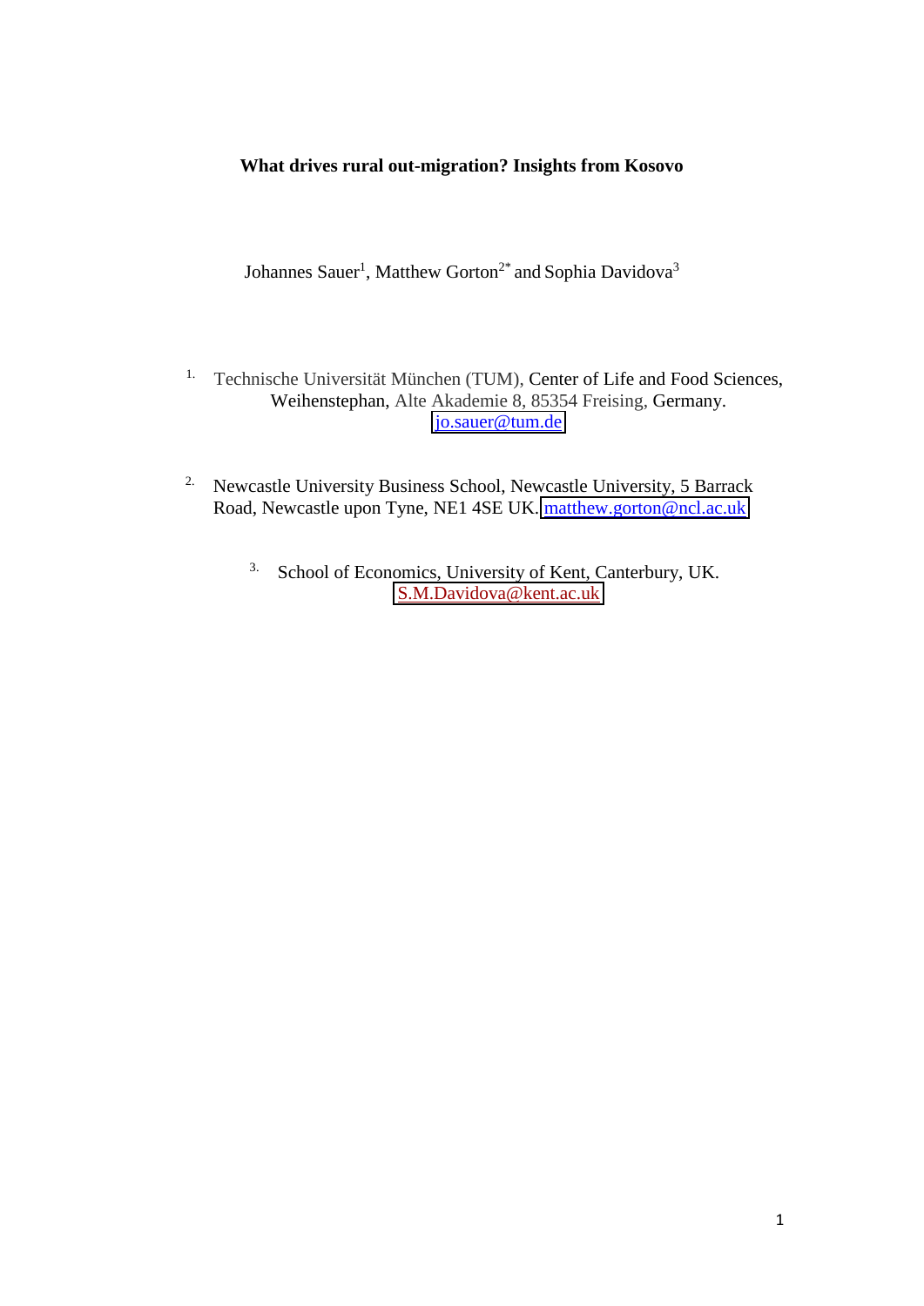**What drives rural out-migration? Insights from Kosovo**

Johannes Sauer[1], Matthew Gorton[2*] and Sophia Davidova[3]

1. Technische Universität München (TUM), Center of Life and Food Sciences, Weihenstephan, Alte Akademie 8, 85354 Freising, Germany. jo.sauer@tum.de

2. Newcastle University Business School, Newcastle University, 5 Barrack Road, Newcastle upon Tyne, NE1 4SE UK. matthew.gorton@ncl.ac.uk

3. School of Economics, University of Kent, Canterbury, UK. S.M.Davidova@kent.ac.uk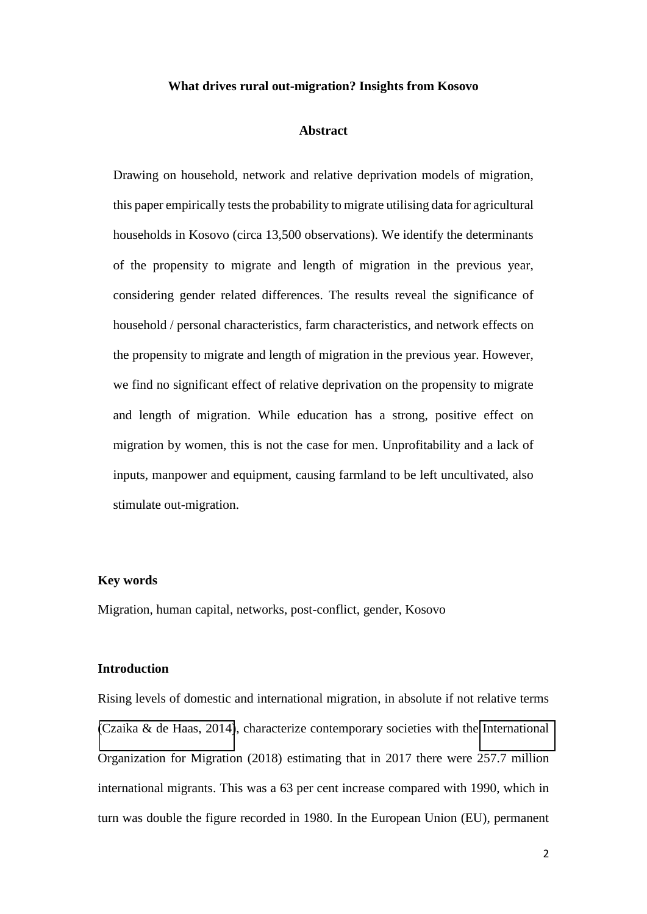# What drives rural out-migration? Insights from Kosovo

## Abstract

Drawing on household, network and relative deprivation models of migration, this paper empirically tests the probability to migrate utilising data for agricultural households in Kosovo (circa 13,500 observations). We identify the determinants of the propensity to migrate and length of migration in the previous year, considering gender related differences. The results reveal the significance of household / personal characteristics, farm characteristics, and network effects on the propensity to migrate and length of migration in the previous year. However, we find no significant effect of relative deprivation on the propensity to migrate and length of migration. While education has a strong, positive effect on migration by women, this is not the case for men. Unprofitability and a lack of inputs, manpower and equipment, causing farmland to be left uncultivated, also stimulate out-migration.

### Key words

Migration, human capital, networks, post-conflict, gender, Kosovo

### Introduction

Rising levels of domestic and international migration, in absolute if not relative terms (Czaika & de Haas, 2014), characterize contemporary societies with the International Organization for Migration (2018) estimating that in 2017 there were 257.7 million international migrants. This was a 63 per cent increase compared with 1990, which in turn was double the figure recorded in 1980. In the European Union (EU), permanent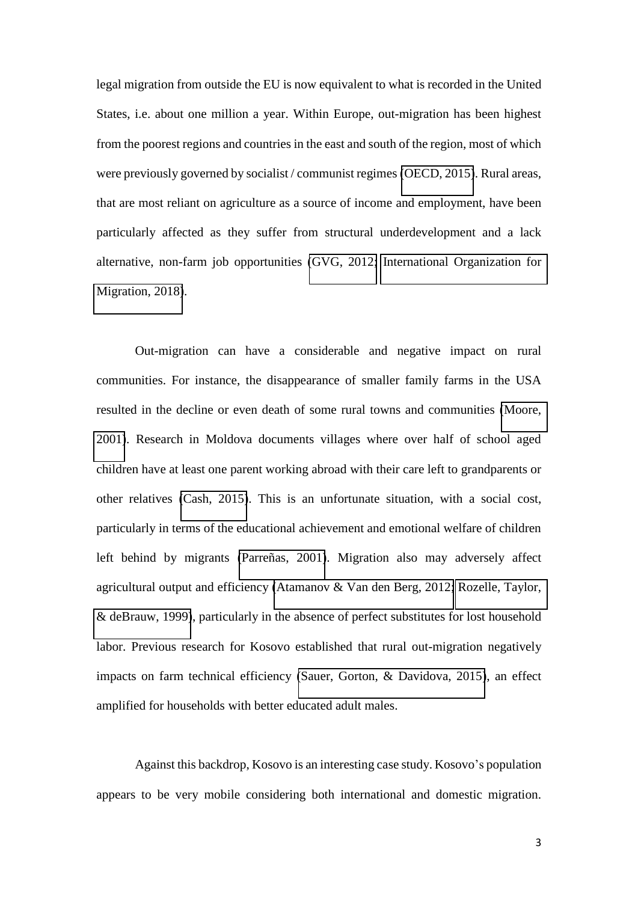legal migration from outside the EU is now equivalent to what is recorded in the United States, i.e. about one million a year. Within Europe, out-migration has been highest from the poorest regions and countries in the east and south of the region, most of which were previously governed by socialist / communist regimes (OECD, 2015). Rural areas, that are most reliant on agriculture as a source of income and employment, have been particularly affected as they suffer from structural underdevelopment and a lack alternative, non-farm job opportunities (GVG, 2012; International Organization for Migration, 2018).

Out-migration can have a considerable and negative impact on rural communities. For instance, the disappearance of smaller family farms in the USA resulted in the decline or even death of some rural towns and communities (Moore, 2001). Research in Moldova documents villages where over half of school aged children have at least one parent working abroad with their care left to grandparents or other relatives (Cash, 2015). This is an unfortunate situation, with a social cost, particularly in terms of the educational achievement and emotional welfare of children left behind by migrants (Parreñas, 2001). Migration also may adversely affect agricultural output and efficiency (Atamanov & Van den Berg, 2012; Rozelle, Taylor, & deBrauw, 1999), particularly in the absence of perfect substitutes for lost household labor. Previous research for Kosovo established that rural out-migration negatively impacts on farm technical efficiency (Sauer, Gorton, & Davidova, 2015), an effect amplified for households with better educated adult males.

Against this backdrop, Kosovo is an interesting case study. Kosovo's population appears to be very mobile considering both international and domestic migration.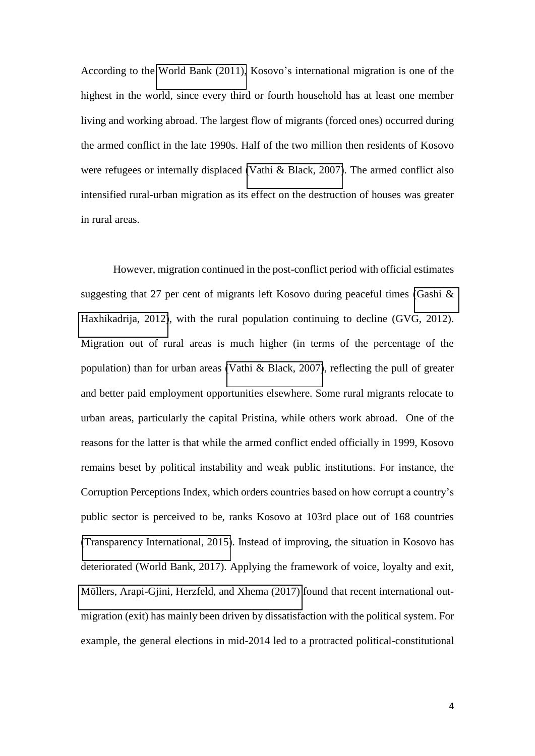According to the World Bank (2011), Kosovo's international migration is one of the highest in the world, since every third or fourth household has at least one member living and working abroad. The largest flow of migrants (forced ones) occurred during the armed conflict in the late 1990s. Half of the two million then residents of Kosovo were refugees or internally displaced (Vathi & Black, 2007). The armed conflict also intensified rural-urban migration as its effect on the destruction of houses was greater in rural areas.

However, migration continued in the post-conflict period with official estimates suggesting that 27 per cent of migrants left Kosovo during peaceful times (Gashi & Haxhikadrija, 2012), with the rural population continuing to decline (GVG, 2012). Migration out of rural areas is much higher (in terms of the percentage of the population) than for urban areas (Vathi & Black, 2007), reflecting the pull of greater and better paid employment opportunities elsewhere. Some rural migrants relocate to urban areas, particularly the capital Pristina, while others work abroad. One of the reasons for the latter is that while the armed conflict ended officially in 1999, Kosovo remains beset by political instability and weak public institutions. For instance, the Corruption Perceptions Index, which orders countries based on how corrupt a country's public sector is perceived to be, ranks Kosovo at 103rd place out of 168 countries (Transparency International, 2015). Instead of improving, the situation in Kosovo has deteriorated (World Bank, 2017). Applying the framework of voice, loyalty and exit, Möllers, Arapi-Gjini, Herzfeld, and Xhema (2017) found that recent international out-migration (exit) has mainly been driven by dissatisfaction with the political system. For example, the general elections in mid-2014 led to a protracted political-constitutional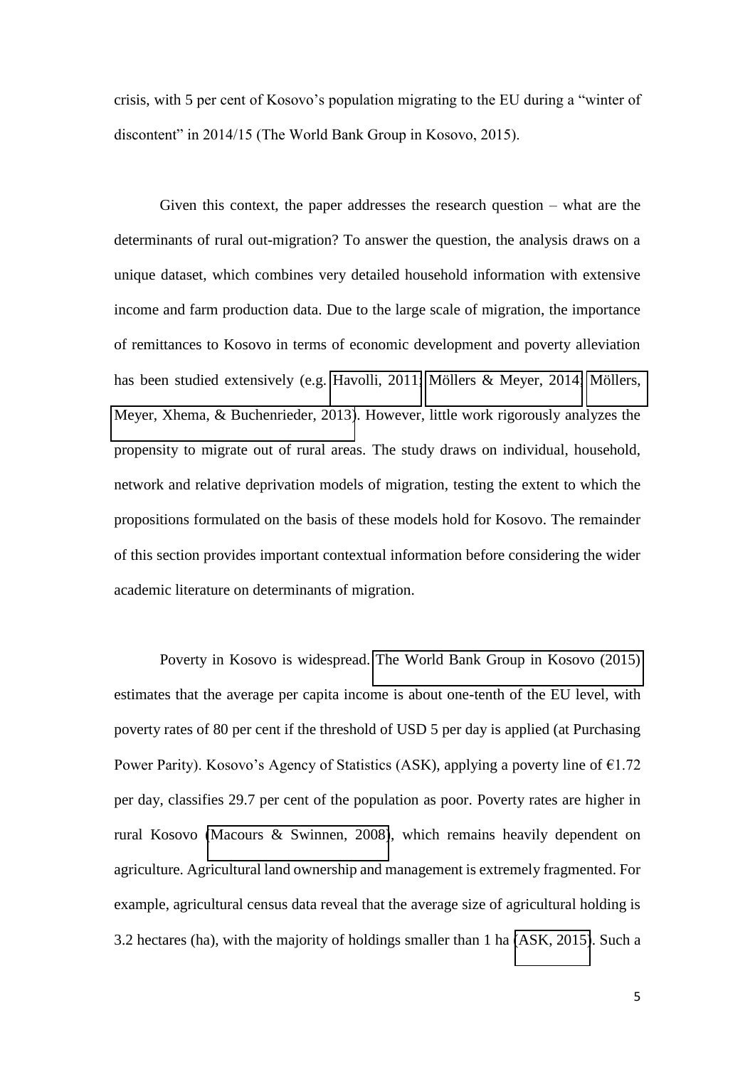crisis, with 5 per cent of Kosovo's population migrating to the EU during a "winter of discontent" in 2014/15 (The World Bank Group in Kosovo, 2015).

Given this context, the paper addresses the research question – what are the determinants of rural out-migration? To answer the question, the analysis draws on a unique dataset, which combines very detailed household information with extensive income and farm production data. Due to the large scale of migration, the importance of remittances to Kosovo in terms of economic development and poverty alleviation has been studied extensively (e.g. Havolli, 2011; Möllers & Meyer, 2014; Möllers, Meyer, Xhema, & Buchenrieder, 2013). However, little work rigorously analyzes the propensity to migrate out of rural areas. The study draws on individual, household, network and relative deprivation models of migration, testing the extent to which the propositions formulated on the basis of these models hold for Kosovo. The remainder of this section provides important contextual information before considering the wider academic literature on determinants of migration.

Poverty in Kosovo is widespread. The World Bank Group in Kosovo (2015) estimates that the average per capita income is about one-tenth of the EU level, with poverty rates of 80 per cent if the threshold of USD 5 per day is applied (at Purchasing Power Parity). Kosovo's Agency of Statistics (ASK), applying a poverty line of €1.72 per day, classifies 29.7 per cent of the population as poor. Poverty rates are higher in rural Kosovo (Macours & Swinnen, 2008), which remains heavily dependent on agriculture. Agricultural land ownership and management is extremely fragmented. For example, agricultural census data reveal that the average size of agricultural holding is 3.2 hectares (ha), with the majority of holdings smaller than 1 ha (ASK, 2015). Such a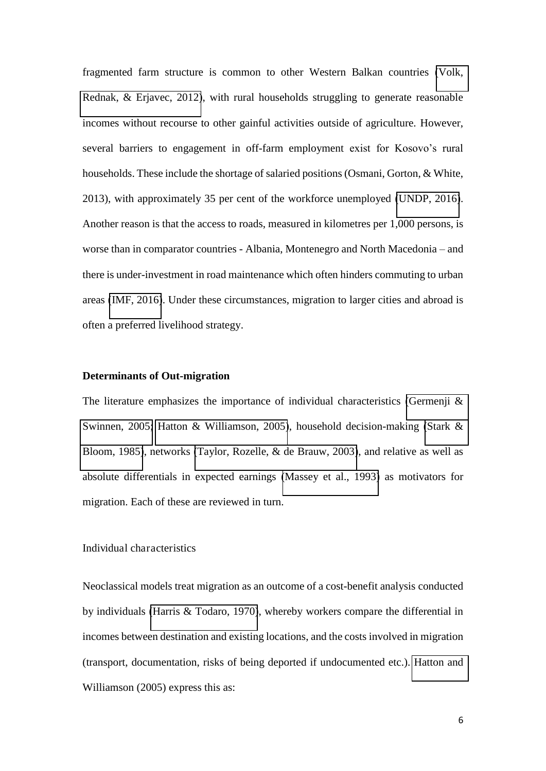fragmented farm structure is common to other Western Balkan countries (Volk, Rednak, & Erjavec, 2012), with rural households struggling to generate reasonable incomes without recourse to other gainful activities outside of agriculture. However, several barriers to engagement in off-farm employment exist for Kosovo's rural households. These include the shortage of salaried positions (Osmani, Gorton, & White, 2013), with approximately 35 per cent of the workforce unemployed (UNDP, 2016). Another reason is that the access to roads, measured in kilometres per 1,000 persons, is worse than in comparator countries - Albania, Montenegro and North Macedonia – and there is under-investment in road maintenance which often hinders commuting to urban areas (IMF, 2016). Under these circumstances, migration to larger cities and abroad is often a preferred livelihood strategy.

## Determinants of Out-migration

The literature emphasizes the importance of individual characteristics (Germenji & Swinnen, 2005; Hatton & Williamson, 2005), household decision-making (Stark & Bloom, 1985), networks (Taylor, Rozelle, & de Brauw, 2003), and relative as well as absolute differentials in expected earnings (Massey et al., 1993) as motivators for migration. Each of these are reviewed in turn.

### Individual characteristics

Neoclassical models treat migration as an outcome of a cost-benefit analysis conducted by individuals (Harris & Todaro, 1970), whereby workers compare the differential in incomes between destination and existing locations, and the costs involved in migration (transport, documentation, risks of being deported if undocumented etc.). Hatton and Williamson (2005) express this as: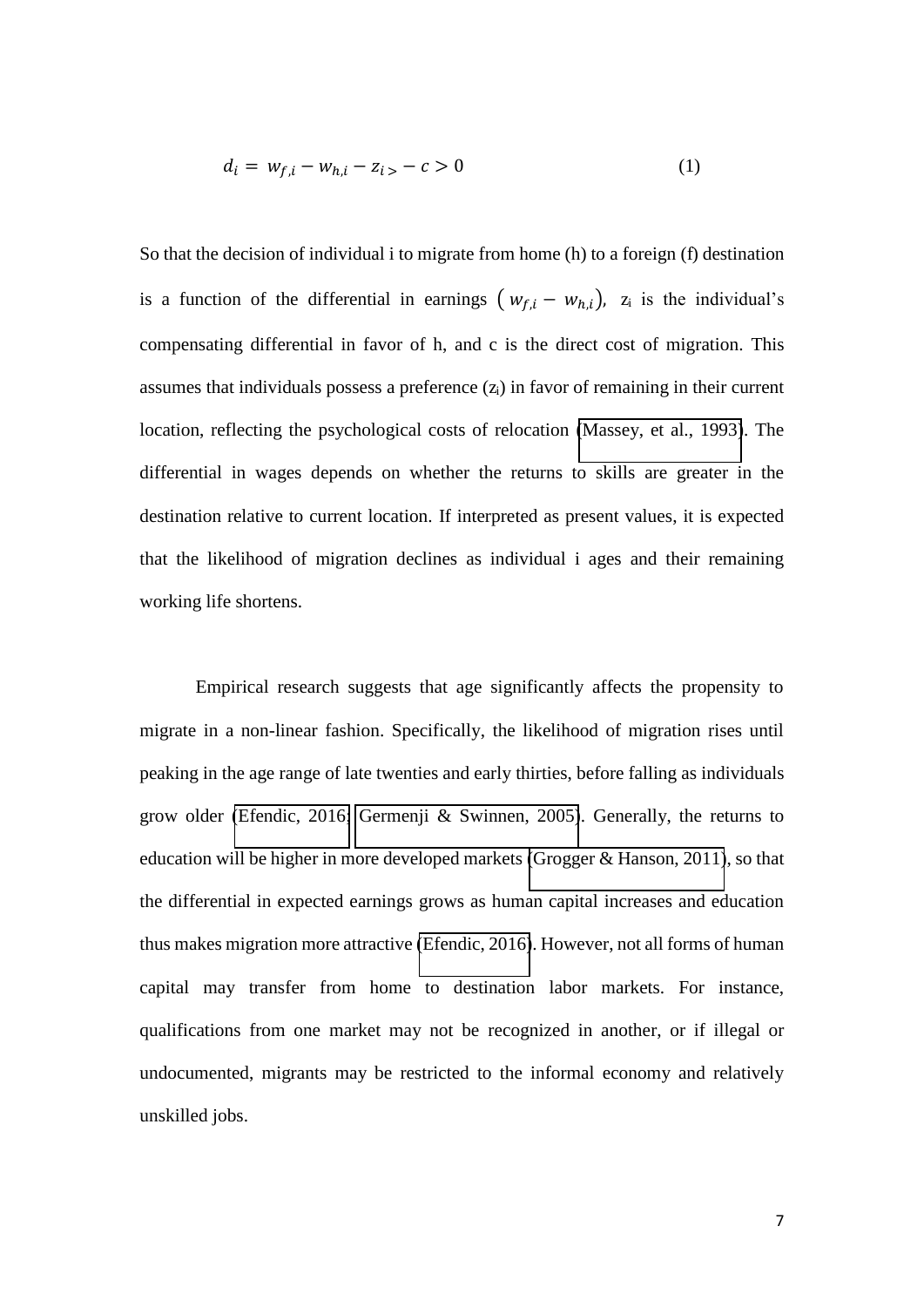$$d_i = w_{f,i} - w_{h,i} - z_{i\,>} - c > 0 \qquad (1)$$

So that the decision of individual i to migrate from home (h) to a foreign (f) destination is a function of the differential in earnings $(w_{f,i} - w_{h,i})$, $z_i$ is the individual's compensating differential in favor of h, and c is the direct cost of migration. This assumes that individuals possess a preference ($z_i$) in favor of remaining in their current location, reflecting the psychological costs of relocation (Massey, et al., 1993). The differential in wages depends on whether the returns to skills are greater in the destination relative to current location. If interpreted as present values, it is expected that the likelihood of migration declines as individual i ages and their remaining working life shortens.

Empirical research suggests that age significantly affects the propensity to migrate in a non-linear fashion. Specifically, the likelihood of migration rises until peaking in the age range of late twenties and early thirties, before falling as individuals grow older (Efendic, 2016; Germenji & Swinnen, 2005). Generally, the returns to education will be higher in more developed markets (Grogger & Hanson, 2011), so that the differential in expected earnings grows as human capital increases and education thus makes migration more attractive (Efendic, 2016). However, not all forms of human capital may transfer from home to destination labor markets. For instance, qualifications from one market may not be recognized in another, or if illegal or undocumented, migrants may be restricted to the informal economy and relatively unskilled jobs.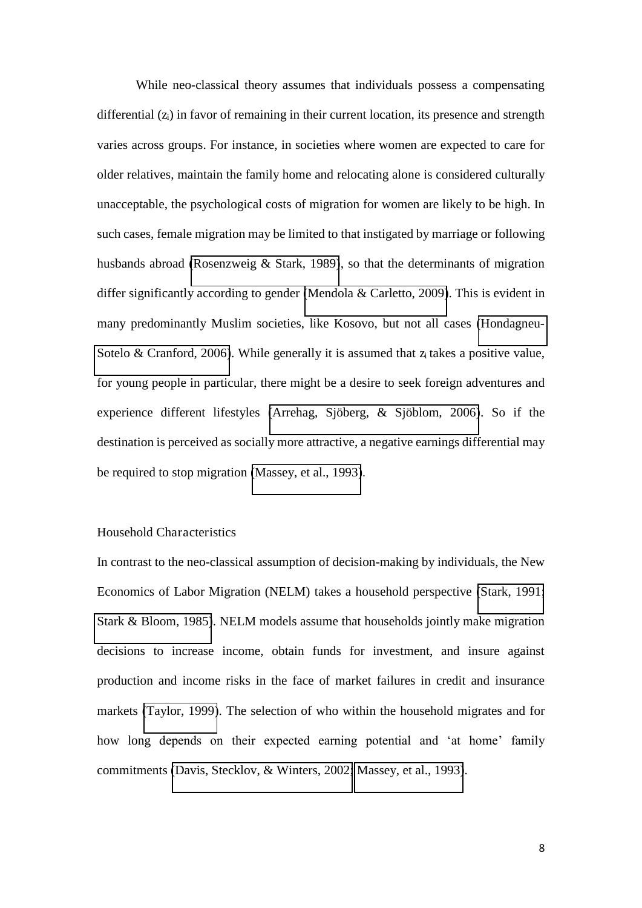While neo-classical theory assumes that individuals possess a compensating differential ($z_i$) in favor of remaining in their current location, its presence and strength varies across groups. For instance, in societies where women are expected to care for older relatives, maintain the family home and relocating alone is considered culturally unacceptable, the psychological costs of migration for women are likely to be high. In such cases, female migration may be limited to that instigated by marriage or following husbands abroad (Rosenzweig & Stark, 1989), so that the determinants of migration differ significantly according to gender (Mendola & Carletto, 2009). This is evident in many predominantly Muslim societies, like Kosovo, but not all cases (Hondagneu-Sotelo & Cranford, 2006). While generally it is assumed that $z_i$ takes a positive value, for young people in particular, there might be a desire to seek foreign adventures and experience different lifestyles (Arrehag, Sjöberg, & Sjöblom, 2006). So if the destination is perceived as socially more attractive, a negative earnings differential may be required to stop migration (Massey, et al., 1993).

## Household Characteristics

In contrast to the neo-classical assumption of decision-making by individuals, the New Economics of Labor Migration (NELM) takes a household perspective (Stark, 1991; Stark & Bloom, 1985). NELM models assume that households jointly make migration decisions to increase income, obtain funds for investment, and insure against production and income risks in the face of market failures in credit and insurance markets (Taylor, 1999). The selection of who within the household migrates and for how long depends on their expected earning potential and 'at home' family commitments (Davis, Stecklov, & Winters, 2002; Massey, et al., 1993).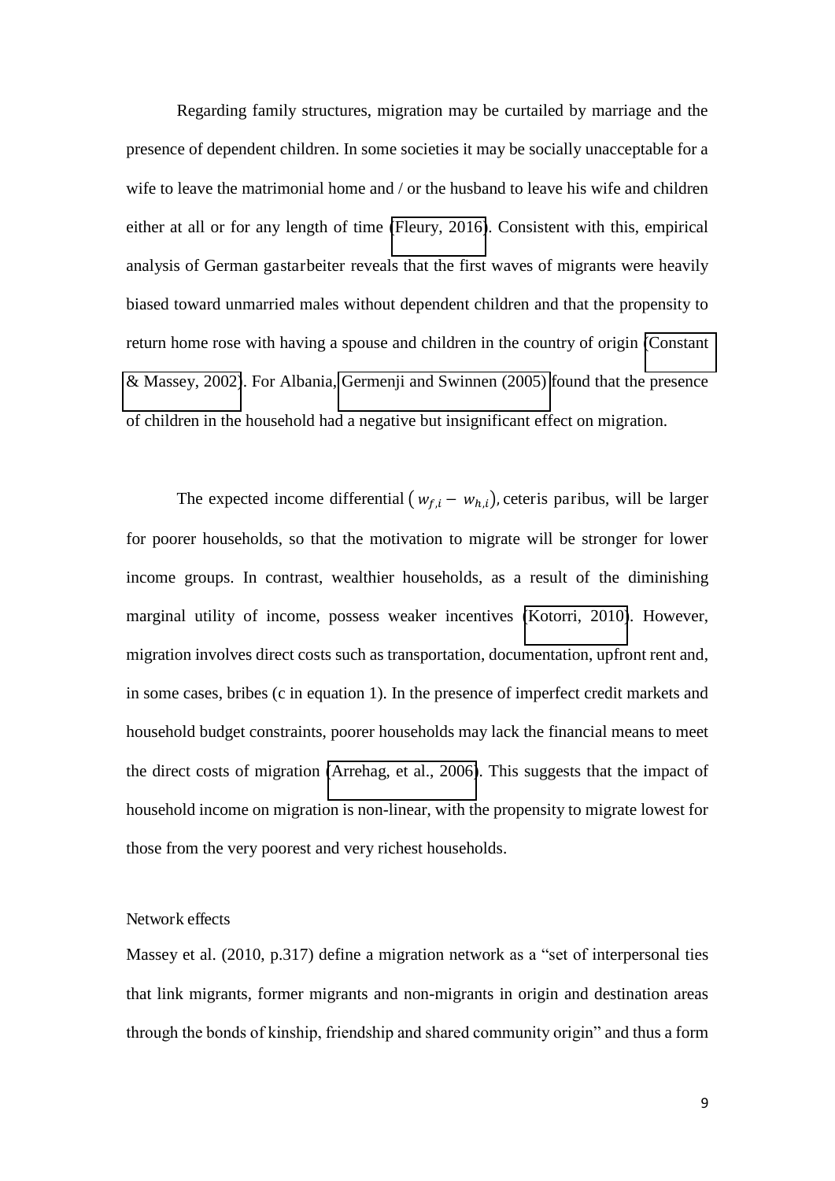Regarding family structures, migration may be curtailed by marriage and the presence of dependent children. In some societies it may be socially unacceptable for a wife to leave the matrimonial home and / or the husband to leave his wife and children either at all or for any length of time (Fleury, 2016). Consistent with this, empirical analysis of German gastarbeiter reveals that the first waves of migrants were heavily biased toward unmarried males without dependent children and that the propensity to return home rose with having a spouse and children in the country of origin (Constant & Massey, 2002). For Albania, Germenji and Swinnen (2005) found that the presence of children in the household had a negative but insignificant effect on migration.

The expected income differential $( w_{f,i} - w_{h,i})$, ceteris paribus, will be larger for poorer households, so that the motivation to migrate will be stronger for lower income groups. In contrast, wealthier households, as a result of the diminishing marginal utility of income, possess weaker incentives (Kotorri, 2010). However, migration involves direct costs such as transportation, documentation, upfront rent and, in some cases, bribes (c in equation 1). In the presence of imperfect credit markets and household budget constraints, poorer households may lack the financial means to meet the direct costs of migration (Arrehag, et al., 2006). This suggests that the impact of household income on migration is non-linear, with the propensity to migrate lowest for those from the very poorest and very richest households.

Network effects

Massey et al. (2010, p.317) define a migration network as a "set of interpersonal ties that link migrants, former migrants and non-migrants in origin and destination areas through the bonds of kinship, friendship and shared community origin" and thus a form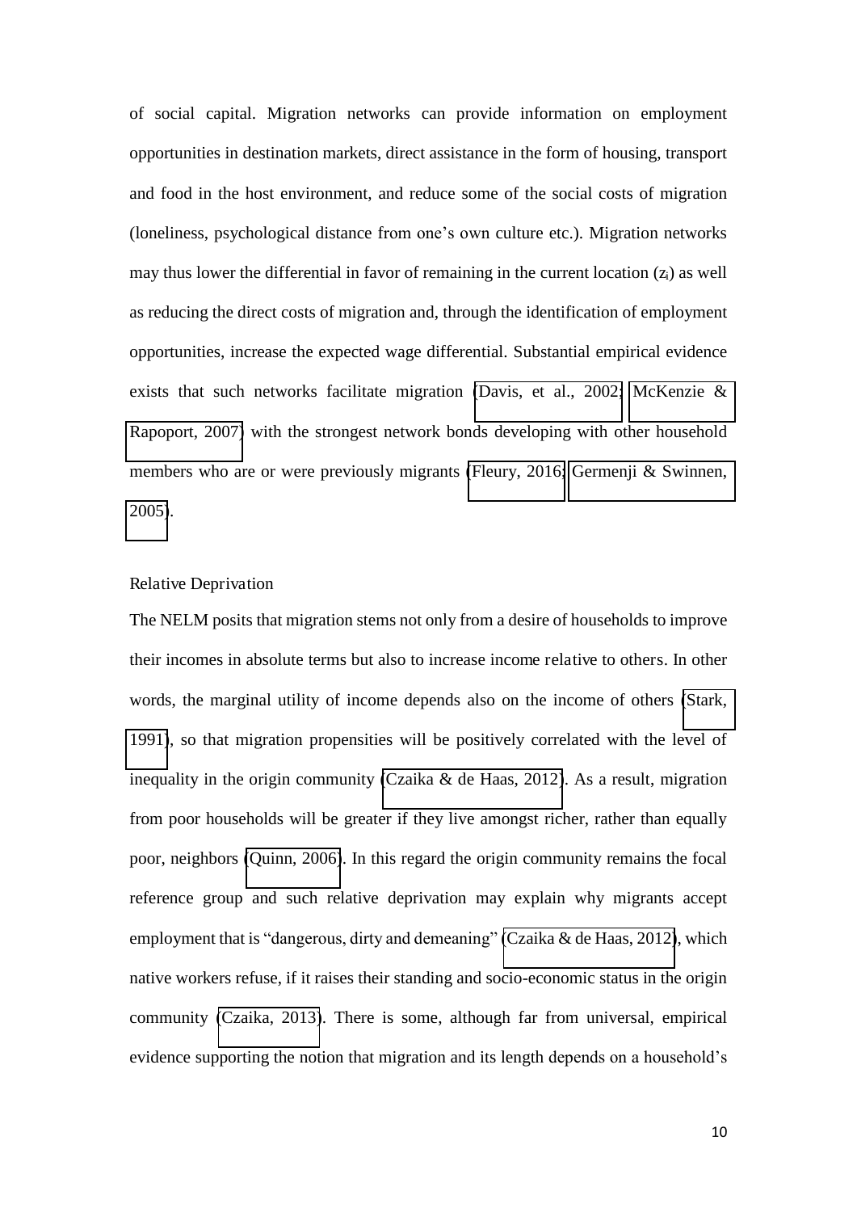of social capital. Migration networks can provide information on employment opportunities in destination markets, direct assistance in the form of housing, transport and food in the host environment, and reduce some of the social costs of migration (loneliness, psychological distance from one's own culture etc.). Migration networks may thus lower the differential in favor of remaining in the current location ($z_i$) as well as reducing the direct costs of migration and, through the identification of employment opportunities, increase the expected wage differential. Substantial empirical evidence exists that such networks facilitate migration (Davis, et al., 2002; McKenzie & Rapoport, 2007) with the strongest network bonds developing with other household members who are or were previously migrants (Fleury, 2016; Germenji & Swinnen, 2005).

### Relative Deprivation

The NELM posits that migration stems not only from a desire of households to improve their incomes in absolute terms but also to increase income relative to others. In other words, the marginal utility of income depends also on the income of others (Stark, 1991), so that migration propensities will be positively correlated with the level of inequality in the origin community (Czaika & de Haas, 2012). As a result, migration from poor households will be greater if they live amongst richer, rather than equally poor, neighbors (Quinn, 2006). In this regard the origin community remains the focal reference group and such relative deprivation may explain why migrants accept employment that is "dangerous, dirty and demeaning" (Czaika & de Haas, 2012), which native workers refuse, if it raises their standing and socio-economic status in the origin community (Czaika, 2013). There is some, although far from universal, empirical evidence supporting the notion that migration and its length depends on a household's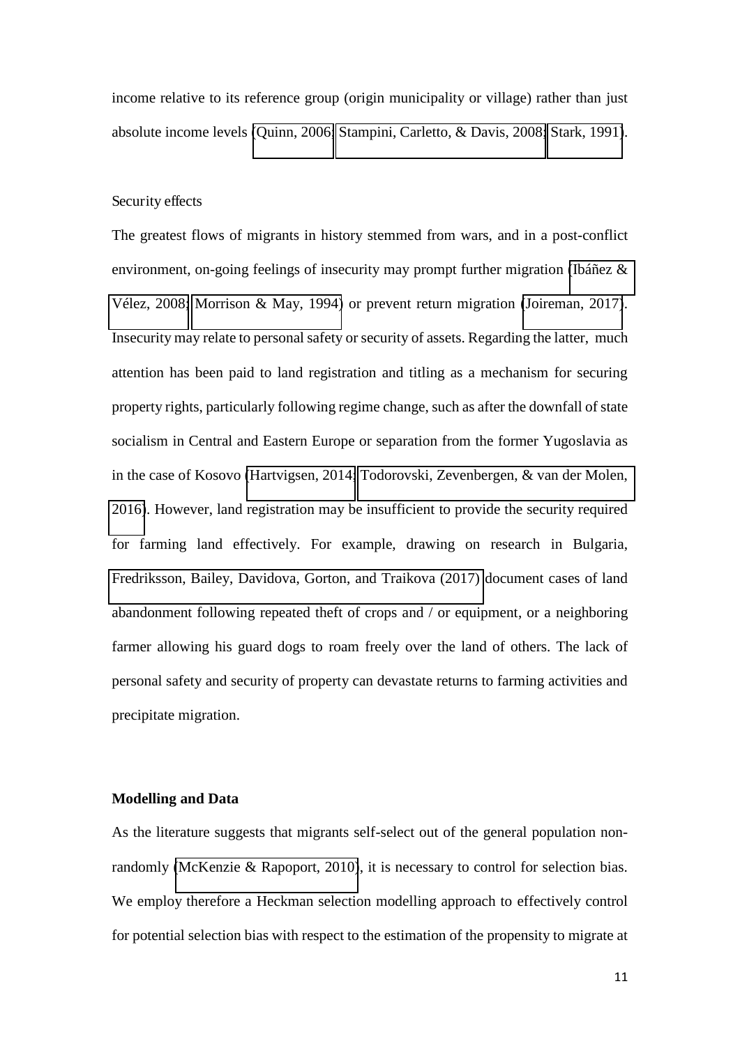income relative to its reference group (origin municipality or village) rather than just absolute income levels (Quinn, 2006; Stampini, Carletto, & Davis, 2008; Stark, 1991).

Security effects

The greatest flows of migrants in history stemmed from wars, and in a post-conflict environment, on-going feelings of insecurity may prompt further migration (Ibáñez & Vélez, 2008; Morrison & May, 1994) or prevent return migration (Joireman, 2017). Insecurity may relate to personal safety or security of assets. Regarding the latter, much attention has been paid to land registration and titling as a mechanism for securing property rights, particularly following regime change, such as after the downfall of state socialism in Central and Eastern Europe or separation from the former Yugoslavia as in the case of Kosovo (Hartvigsen, 2014; Todorovski, Zevenbergen, & van der Molen, 2016). However, land registration may be insufficient to provide the security required for farming land effectively. For example, drawing on research in Bulgaria, Fredriksson, Bailey, Davidova, Gorton, and Traikova (2017) document cases of land abandonment following repeated theft of crops and / or equipment, or a neighboring farmer allowing his guard dogs to roam freely over the land of others. The lack of personal safety and security of property can devastate returns to farming activities and precipitate migration.

**Modelling and Data**

As the literature suggests that migrants self-select out of the general population non-randomly (McKenzie & Rapoport, 2010), it is necessary to control for selection bias. We employ therefore a Heckman selection modelling approach to effectively control for potential selection bias with respect to the estimation of the propensity to migrate at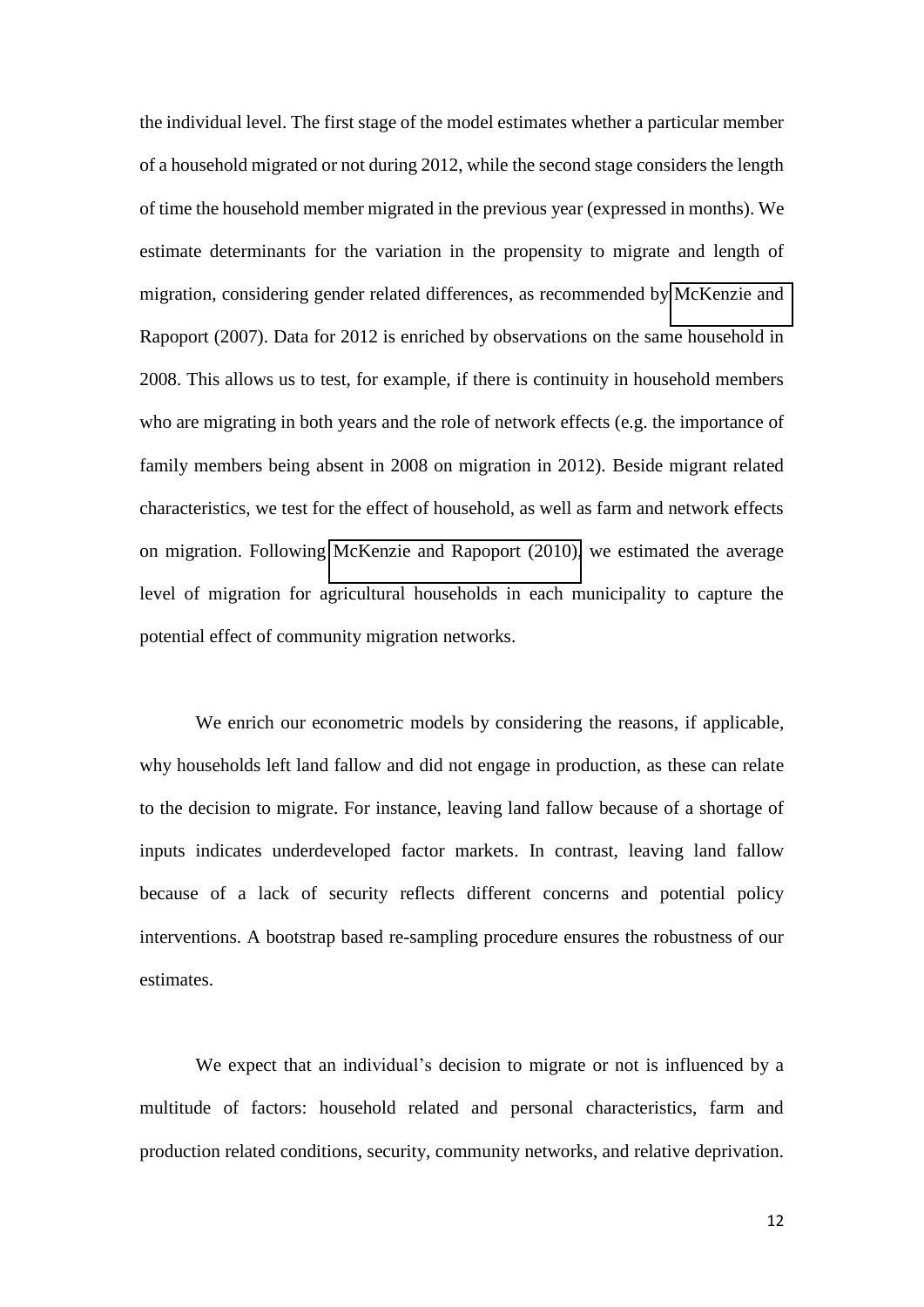the individual level. The first stage of the model estimates whether a particular member of a household migrated or not during 2012, while the second stage considers the length of time the household member migrated in the previous year (expressed in months). We estimate determinants for the variation in the propensity to migrate and length of migration, considering gender related differences, as recommended by McKenzie and Rapoport (2007). Data for 2012 is enriched by observations on the same household in 2008. This allows us to test, for example, if there is continuity in household members who are migrating in both years and the role of network effects (e.g. the importance of family members being absent in 2008 on migration in 2012). Beside migrant related characteristics, we test for the effect of household, as well as farm and network effects on migration. Following McKenzie and Rapoport (2010), we estimated the average level of migration for agricultural households in each municipality to capture the potential effect of community migration networks.

We enrich our econometric models by considering the reasons, if applicable, why households left land fallow and did not engage in production, as these can relate to the decision to migrate. For instance, leaving land fallow because of a shortage of inputs indicates underdeveloped factor markets. In contrast, leaving land fallow because of a lack of security reflects different concerns and potential policy interventions. A bootstrap based re-sampling procedure ensures the robustness of our estimates.

We expect that an individual's decision to migrate or not is influenced by a multitude of factors: household related and personal characteristics, farm and production related conditions, security, community networks, and relative deprivation.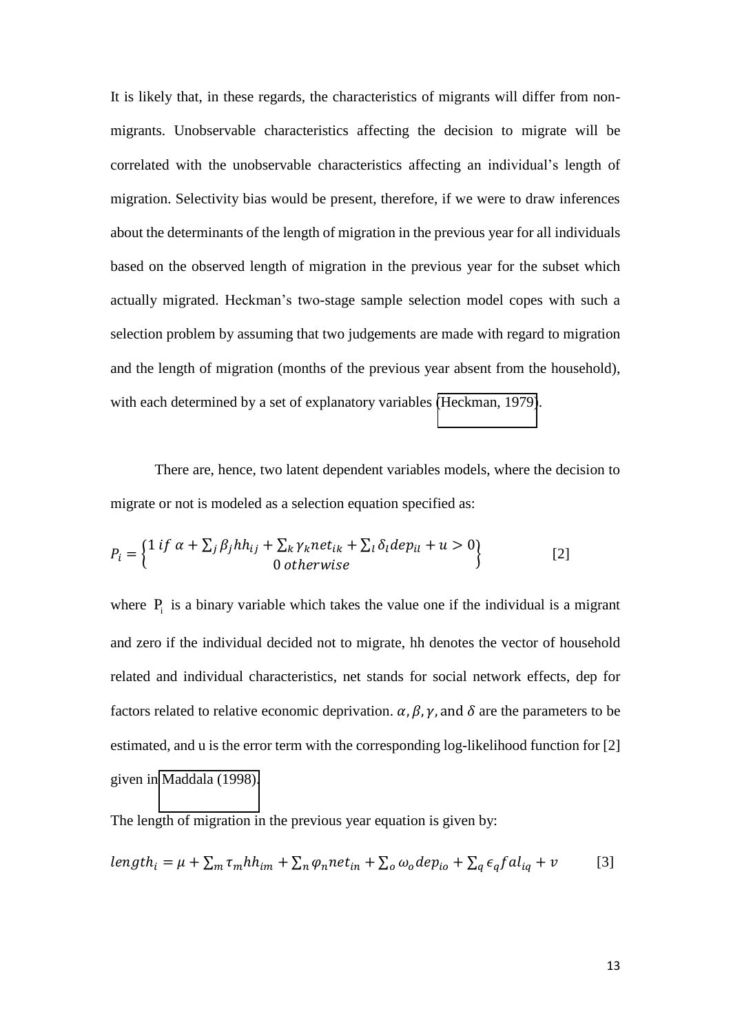It is likely that, in these regards, the characteristics of migrants will differ from non-migrants. Unobservable characteristics affecting the decision to migrate will be correlated with the unobservable characteristics affecting an individual's length of migration. Selectivity bias would be present, therefore, if we were to draw inferences about the determinants of the length of migration in the previous year for all individuals based on the observed length of migration in the previous year for the subset which actually migrated. Heckman's two-stage sample selection model copes with such a selection problem by assuming that two judgements are made with regard to migration and the length of migration (months of the previous year absent from the household), with each determined by a set of explanatory variables (Heckman, 1979).

There are, hence, two latent dependent variables models, where the decision to migrate or not is modeled as a selection equation specified as:

$$P_i = \begin{cases} 1 \; if \; \alpha + \sum_j \beta_j hh_{ij} + \sum_k \gamma_k net_{ik} + \sum_l \delta_l dep_{il} + u > 0 \\ 0 \; otherwise \end{cases} \qquad [2]$$

where $P_i$ is a binary variable which takes the value one if the individual is a migrant and zero if the individual decided not to migrate, hh denotes the vector of household related and individual characteristics, net stands for social network effects, dep for factors related to relative economic deprivation. $\alpha, \beta, \gamma,$ and $\delta$ are the parameters to be estimated, and u is the error term with the corresponding log-likelihood function for [2] given in Maddala (1998).

The length of migration in the previous year equation is given by:

$$length_i = \mu + \sum_m \tau_m hh_{im} + \sum_n \varphi_n net_{in} + \sum_o \omega_o dep_{io} + \sum_q \epsilon_q fal_{iq} + v \qquad [3]$$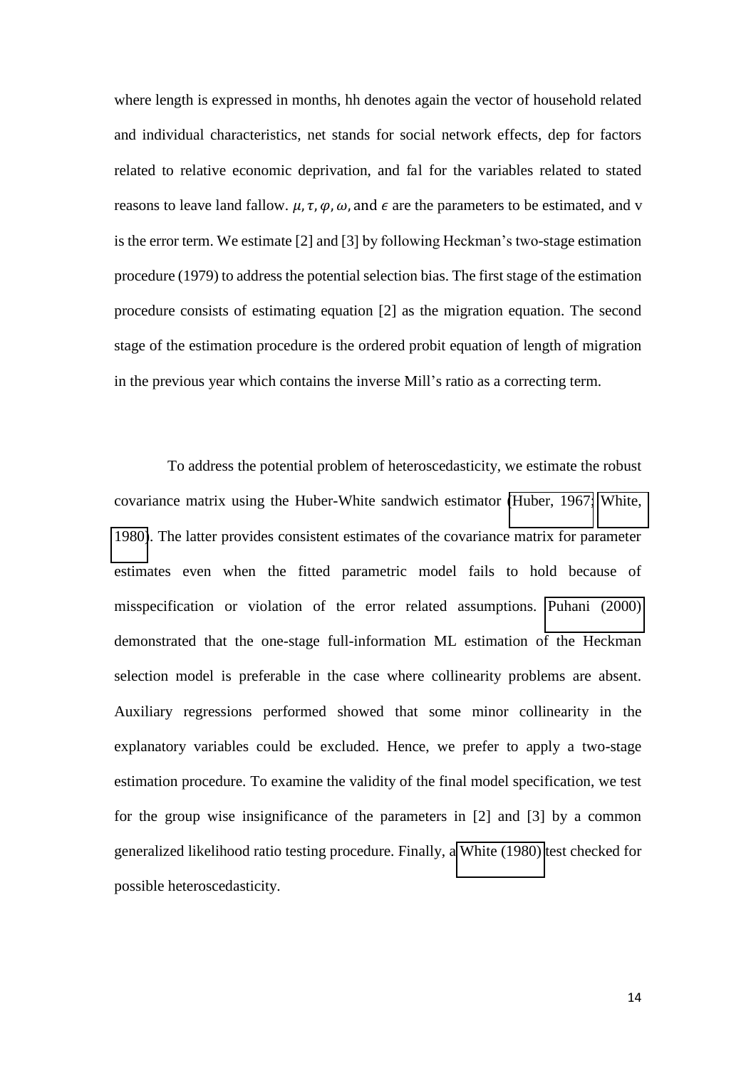where length is expressed in months, hh denotes again the vector of household related and individual characteristics, net stands for social network effects, dep for factors related to relative economic deprivation, and fal for the variables related to stated reasons to leave land fallow. $\mu, \tau, \varphi, \omega,$ and $\epsilon$ are the parameters to be estimated, and v is the error term. We estimate [2] and [3] by following Heckman's two-stage estimation procedure (1979) to address the potential selection bias. The first stage of the estimation procedure consists of estimating equation [2] as the migration equation. The second stage of the estimation procedure is the ordered probit equation of length of migration in the previous year which contains the inverse Mill's ratio as a correcting term.

To address the potential problem of heteroscedasticity, we estimate the robust covariance matrix using the Huber-White sandwich estimator (Huber, 1967; White, 1980). The latter provides consistent estimates of the covariance matrix for parameter estimates even when the fitted parametric model fails to hold because of misspecification or violation of the error related assumptions. Puhani (2000) demonstrated that the one-stage full-information ML estimation of the Heckman selection model is preferable in the case where collinearity problems are absent. Auxiliary regressions performed showed that some minor collinearity in the explanatory variables could be excluded. Hence, we prefer to apply a two-stage estimation procedure. To examine the validity of the final model specification, we test for the group wise insignificance of the parameters in [2] and [3] by a common generalized likelihood ratio testing procedure. Finally, a White (1980) test checked for possible heteroscedasticity.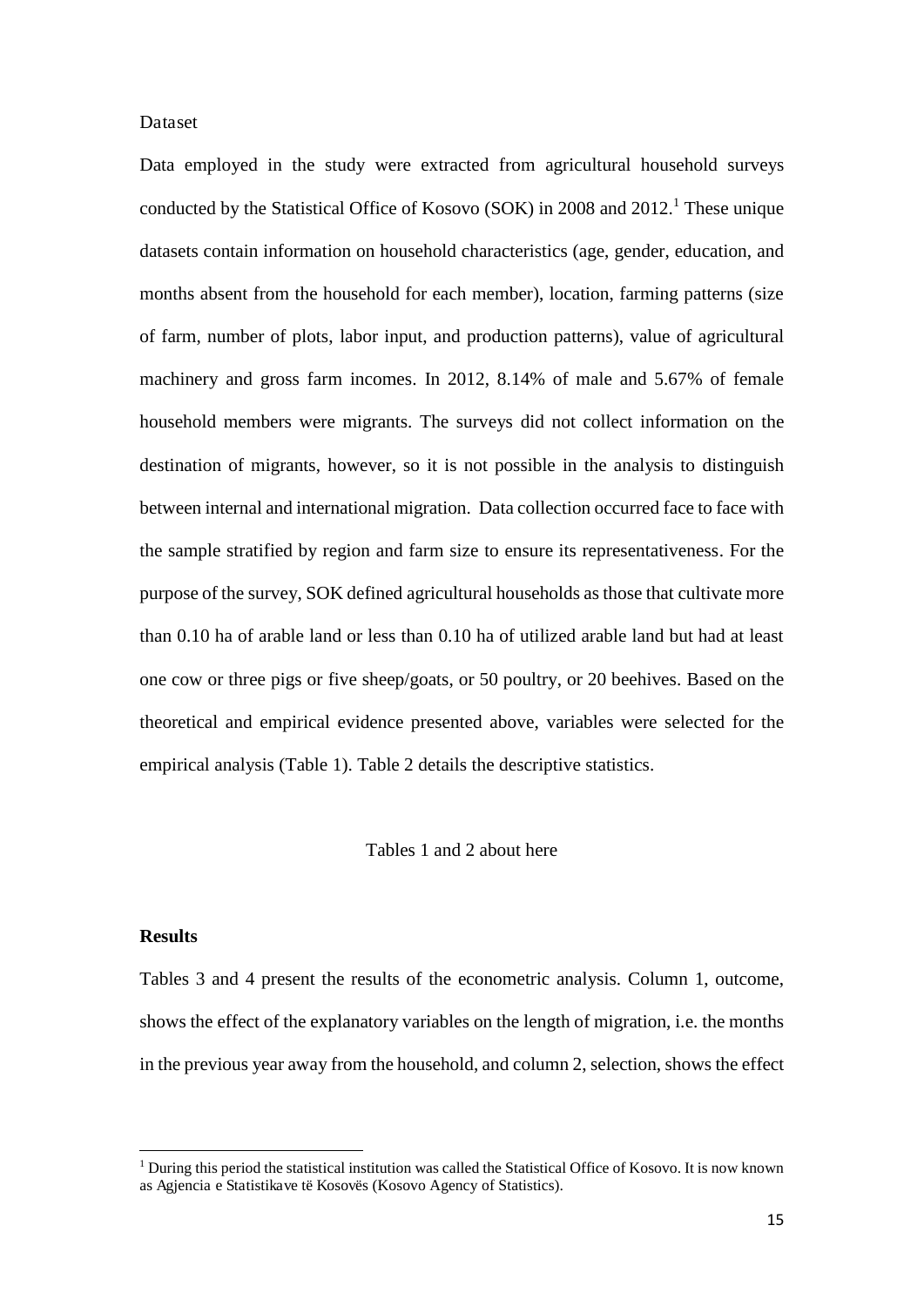Dataset

Data employed in the study were extracted from agricultural household surveys conducted by the Statistical Office of Kosovo (SOK) in 2008 and 2012.[1] These unique datasets contain information on household characteristics (age, gender, education, and months absent from the household for each member), location, farming patterns (size of farm, number of plots, labor input, and production patterns), value of agricultural machinery and gross farm incomes. In 2012, 8.14% of male and 5.67% of female household members were migrants. The surveys did not collect information on the destination of migrants, however, so it is not possible in the analysis to distinguish between internal and international migration. Data collection occurred face to face with the sample stratified by region and farm size to ensure its representativeness. For the purpose of the survey, SOK defined agricultural households as those that cultivate more than 0.10 ha of arable land or less than 0.10 ha of utilized arable land but had at least one cow or three pigs or five sheep/goats, or 50 poultry, or 20 beehives. Based on the theoretical and empirical evidence presented above, variables were selected for the empirical analysis (Table 1). Table 2 details the descriptive statistics.

Tables 1 and 2 about here

## Results

Tables 3 and 4 present the results of the econometric analysis. Column 1, outcome, shows the effect of the explanatory variables on the length of migration, i.e. the months in the previous year away from the household, and column 2, selection, shows the effect

[1] During this period the statistical institution was called the Statistical Office of Kosovo. It is now known as Agjencia e Statistikave të Kosovës (Kosovo Agency of Statistics).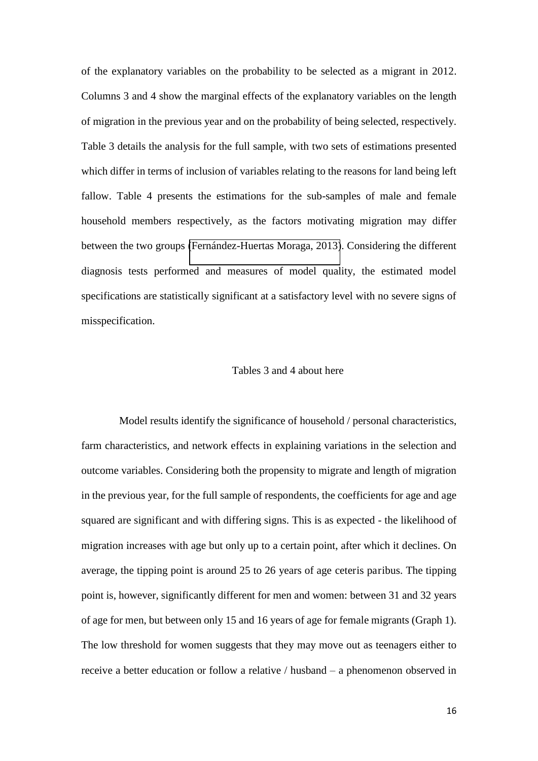of the explanatory variables on the probability to be selected as a migrant in 2012. Columns 3 and 4 show the marginal effects of the explanatory variables on the length of migration in the previous year and on the probability of being selected, respectively. Table 3 details the analysis for the full sample, with two sets of estimations presented which differ in terms of inclusion of variables relating to the reasons for land being left fallow. Table 4 presents the estimations for the sub-samples of male and female household members respectively, as the factors motivating migration may differ between the two groups (Fernández-Huertas Moraga, 2013). Considering the different diagnosis tests performed and measures of model quality, the estimated model specifications are statistically significant at a satisfactory level with no severe signs of misspecification.

Tables 3 and 4 about here

Model results identify the significance of household / personal characteristics, farm characteristics, and network effects in explaining variations in the selection and outcome variables. Considering both the propensity to migrate and length of migration in the previous year, for the full sample of respondents, the coefficients for age and age squared are significant and with differing signs. This is as expected - the likelihood of migration increases with age but only up to a certain point, after which it declines. On average, the tipping point is around 25 to 26 years of age ceteris paribus. The tipping point is, however, significantly different for men and women: between 31 and 32 years of age for men, but between only 15 and 16 years of age for female migrants (Graph 1). The low threshold for women suggests that they may move out as teenagers either to receive a better education or follow a relative / husband – a phenomenon observed in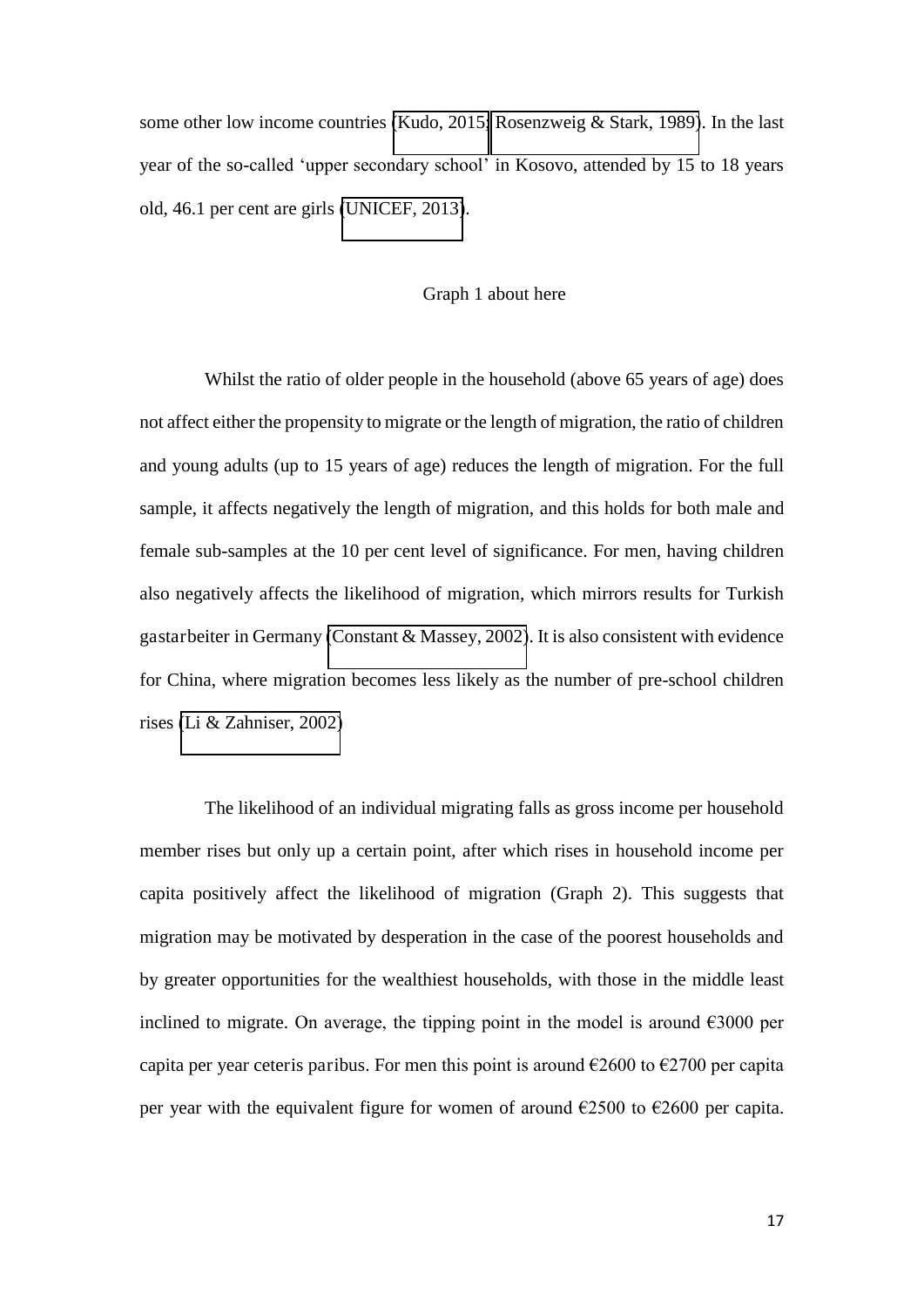some other low income countries (Kudo, 2015; Rosenzweig & Stark, 1989). In the last year of the so-called 'upper secondary school' in Kosovo, attended by 15 to 18 years old, 46.1 per cent are girls (UNICEF, 2013).

Graph 1 about here

Whilst the ratio of older people in the household (above 65 years of age) does not affect either the propensity to migrate or the length of migration, the ratio of children and young adults (up to 15 years of age) reduces the length of migration. For the full sample, it affects negatively the length of migration, and this holds for both male and female sub-samples at the 10 per cent level of significance. For men, having children also negatively affects the likelihood of migration, which mirrors results for Turkish gastarbeiter in Germany (Constant & Massey, 2002). It is also consistent with evidence for China, where migration becomes less likely as the number of pre-school children rises (Li & Zahniser, 2002)

The likelihood of an individual migrating falls as gross income per household member rises but only up a certain point, after which rises in household income per capita positively affect the likelihood of migration (Graph 2). This suggests that migration may be motivated by desperation in the case of the poorest households and by greater opportunities for the wealthiest households, with those in the middle least inclined to migrate. On average, the tipping point in the model is around €3000 per capita per year ceteris paribus. For men this point is around €2600 to €2700 per capita per year with the equivalent figure for women of around €2500 to €2600 per capita.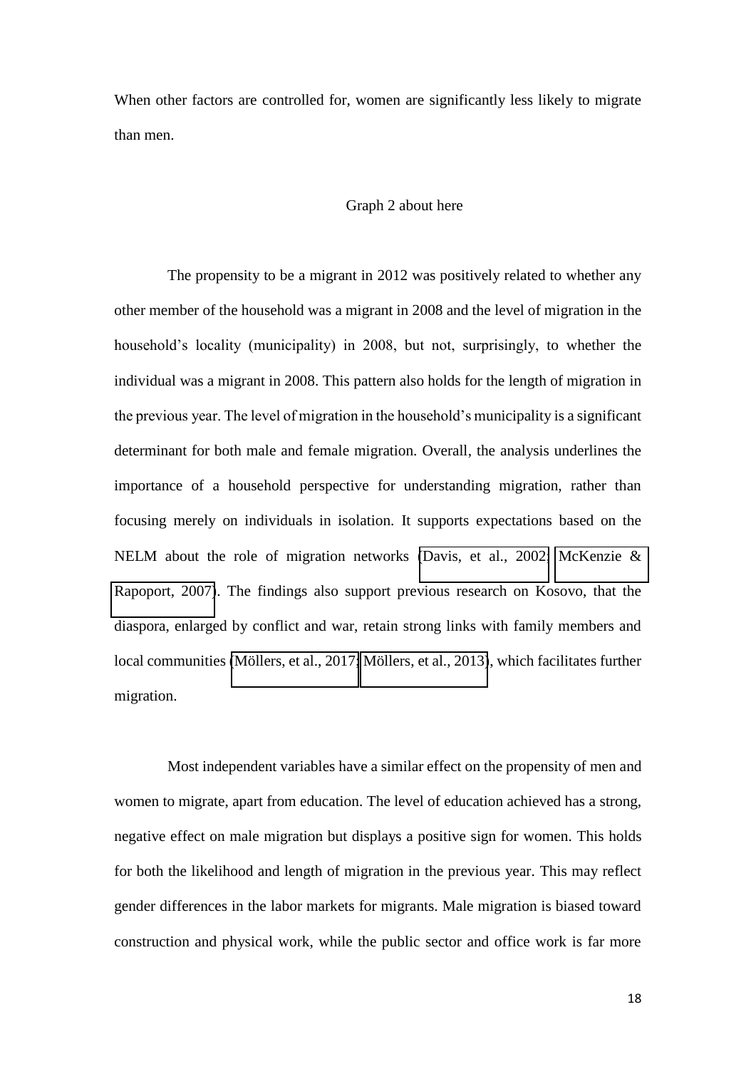When other factors are controlled for, women are significantly less likely to migrate than men.

Graph 2 about here

The propensity to be a migrant in 2012 was positively related to whether any other member of the household was a migrant in 2008 and the level of migration in the household's locality (municipality) in 2008, but not, surprisingly, to whether the individual was a migrant in 2008. This pattern also holds for the length of migration in the previous year. The level of migration in the household's municipality is a significant determinant for both male and female migration. Overall, the analysis underlines the importance of a household perspective for understanding migration, rather than focusing merely on individuals in isolation. It supports expectations based on the NELM about the role of migration networks (Davis, et al., 2002; McKenzie & Rapoport, 2007). The findings also support previous research on Kosovo, that the diaspora, enlarged by conflict and war, retain strong links with family members and local communities (Möllers, et al., 2017; Möllers, et al., 2013), which facilitates further migration.

Most independent variables have a similar effect on the propensity of men and women to migrate, apart from education. The level of education achieved has a strong, negative effect on male migration but displays a positive sign for women. This holds for both the likelihood and length of migration in the previous year. This may reflect gender differences in the labor markets for migrants. Male migration is biased toward construction and physical work, while the public sector and office work is far more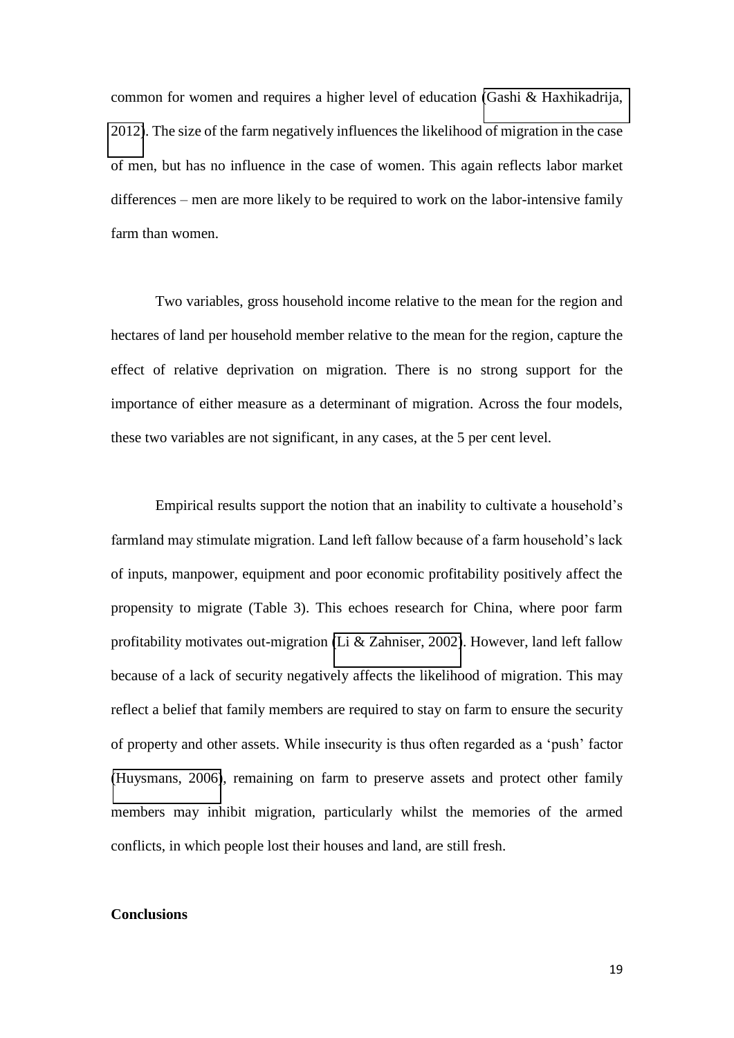common for women and requires a higher level of education (Gashi & Haxhikadrija, 2012). The size of the farm negatively influences the likelihood of migration in the case of men, but has no influence in the case of women. This again reflects labor market differences – men are more likely to be required to work on the labor-intensive family farm than women.

Two variables, gross household income relative to the mean for the region and hectares of land per household member relative to the mean for the region, capture the effect of relative deprivation on migration. There is no strong support for the importance of either measure as a determinant of migration. Across the four models, these two variables are not significant, in any cases, at the 5 per cent level.

Empirical results support the notion that an inability to cultivate a household's farmland may stimulate migration. Land left fallow because of a farm household's lack of inputs, manpower, equipment and poor economic profitability positively affect the propensity to migrate (Table 3). This echoes research for China, where poor farm profitability motivates out-migration (Li & Zahniser, 2002). However, land left fallow because of a lack of security negatively affects the likelihood of migration. This may reflect a belief that family members are required to stay on farm to ensure the security of property and other assets. While insecurity is thus often regarded as a 'push' factor (Huysmans, 2006), remaining on farm to preserve assets and protect other family members may inhibit migration, particularly whilst the memories of the armed conflicts, in which people lost their houses and land, are still fresh.

## Conclusions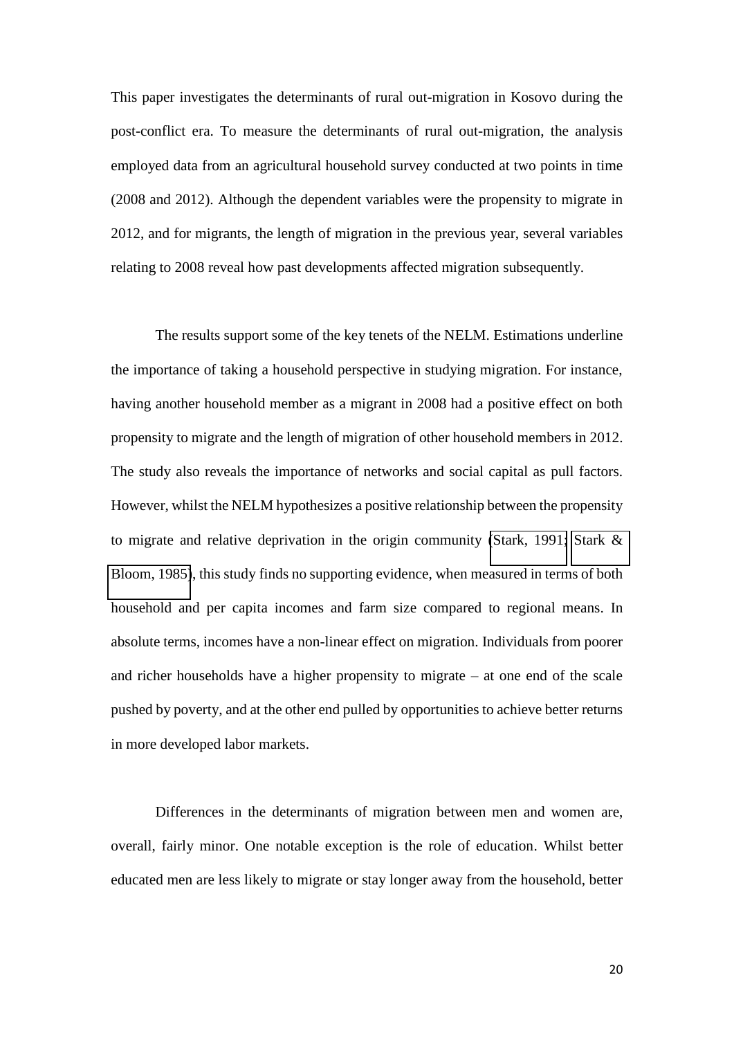This paper investigates the determinants of rural out-migration in Kosovo during the post-conflict era. To measure the determinants of rural out-migration, the analysis employed data from an agricultural household survey conducted at two points in time (2008 and 2012). Although the dependent variables were the propensity to migrate in 2012, and for migrants, the length of migration in the previous year, several variables relating to 2008 reveal how past developments affected migration subsequently.

The results support some of the key tenets of the NELM. Estimations underline the importance of taking a household perspective in studying migration. For instance, having another household member as a migrant in 2008 had a positive effect on both propensity to migrate and the length of migration of other household members in 2012. The study also reveals the importance of networks and social capital as pull factors. However, whilst the NELM hypothesizes a positive relationship between the propensity to migrate and relative deprivation in the origin community (Stark, 1991; Stark & Bloom, 1985), this study finds no supporting evidence, when measured in terms of both household and per capita incomes and farm size compared to regional means. In absolute terms, incomes have a non-linear effect on migration. Individuals from poorer and richer households have a higher propensity to migrate – at one end of the scale pushed by poverty, and at the other end pulled by opportunities to achieve better returns in more developed labor markets.

Differences in the determinants of migration between men and women are, overall, fairly minor. One notable exception is the role of education. Whilst better educated men are less likely to migrate or stay longer away from the household, better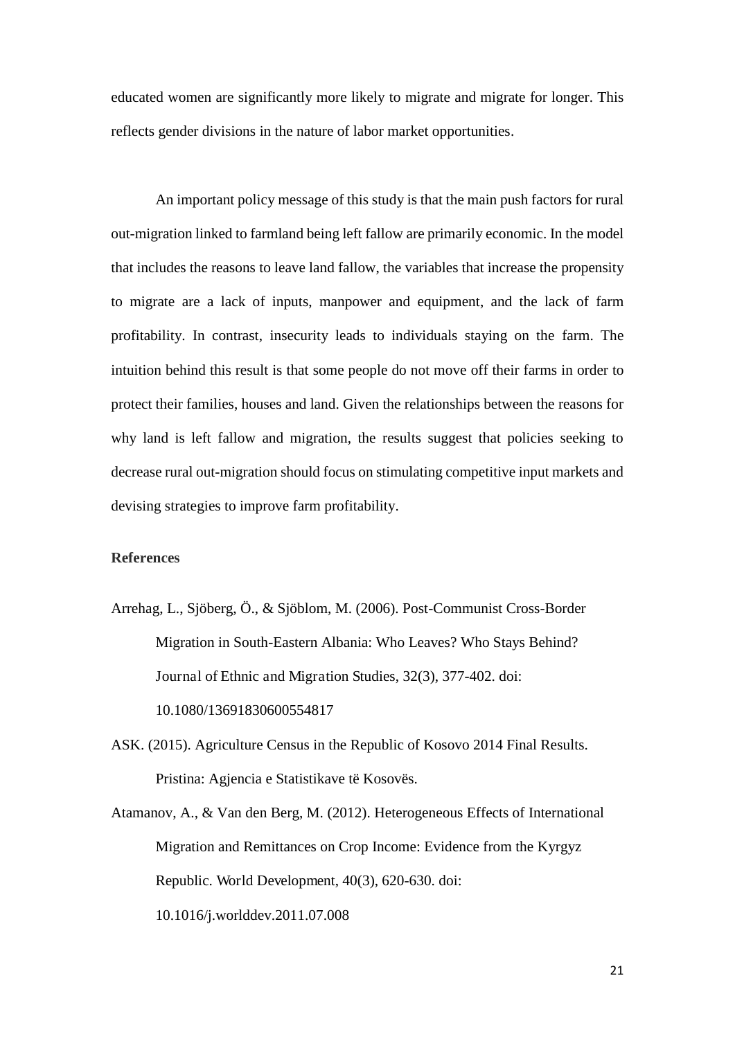educated women are significantly more likely to migrate and migrate for longer. This reflects gender divisions in the nature of labor market opportunities.

An important policy message of this study is that the main push factors for rural out-migration linked to farmland being left fallow are primarily economic. In the model that includes the reasons to leave land fallow, the variables that increase the propensity to migrate are a lack of inputs, manpower and equipment, and the lack of farm profitability. In contrast, insecurity leads to individuals staying on the farm. The intuition behind this result is that some people do not move off their farms in order to protect their families, houses and land. Given the relationships between the reasons for why land is left fallow and migration, the results suggest that policies seeking to decrease rural out-migration should focus on stimulating competitive input markets and devising strategies to improve farm profitability.

**References**

Arrehag, L., Sjöberg, Ö., & Sjöblom, M. (2006). Post-Communist Cross-Border Migration in South-Eastern Albania: Who Leaves? Who Stays Behind? Journal of Ethnic and Migration Studies, 32(3), 377-402. doi: 10.1080/13691830600554817

ASK. (2015). Agriculture Census in the Republic of Kosovo 2014 Final Results. Pristina: Agjencia e Statistikave të Kosovës.

Atamanov, A., & Van den Berg, M. (2012). Heterogeneous Effects of International Migration and Remittances on Crop Income: Evidence from the Kyrgyz Republic. World Development, 40(3), 620-630. doi: 10.1016/j.worlddev.2011.07.008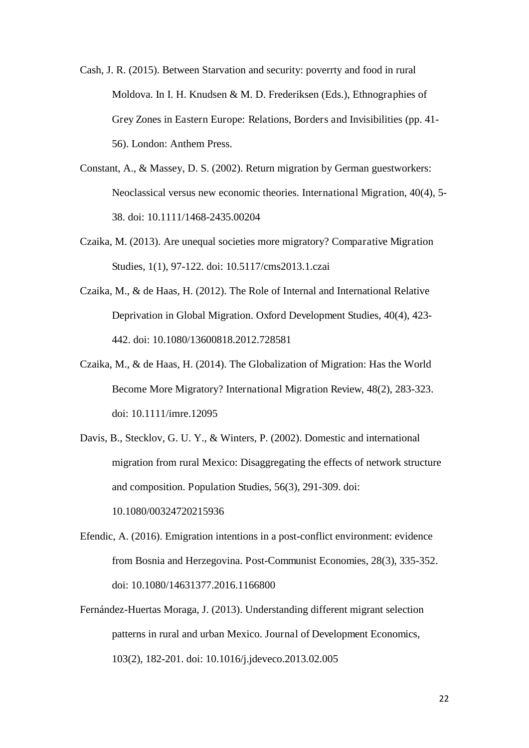Cash, J. R. (2015). Between Starvation and security: poverrty and food in rural Moldova. In I. H. Knudsen & M. D. Frederiksen (Eds.), Ethnographies of Grey Zones in Eastern Europe: Relations, Borders and Invisibilities (pp. 41-56). London: Anthem Press.

Constant, A., & Massey, D. S. (2002). Return migration by German guestworkers: Neoclassical versus new economic theories. International Migration, 40(4), 5-38. doi: 10.1111/1468-2435.00204

Czaika, M. (2013). Are unequal societies more migratory? Comparative Migration Studies, 1(1), 97-122. doi: 10.5117/cms2013.1.czai

Czaika, M., & de Haas, H. (2012). The Role of Internal and International Relative Deprivation in Global Migration. Oxford Development Studies, 40(4), 423-442. doi: 10.1080/13600818.2012.728581

Czaika, M., & de Haas, H. (2014). The Globalization of Migration: Has the World Become More Migratory? International Migration Review, 48(2), 283-323. doi: 10.1111/imre.12095

Davis, B., Stecklov, G. U. Y., & Winters, P. (2002). Domestic and international migration from rural Mexico: Disaggregating the effects of network structure and composition. Population Studies, 56(3), 291-309. doi: 10.1080/00324720215936

Efendic, A. (2016). Emigration intentions in a post-conflict environment: evidence from Bosnia and Herzegovina. Post-Communist Economies, 28(3), 335-352. doi: 10.1080/14631377.2016.1166800

Fernández-Huertas Moraga, J. (2013). Understanding different migrant selection patterns in rural and urban Mexico. Journal of Development Economics, 103(2), 182-201. doi: 10.1016/j.jdeveco.2013.02.005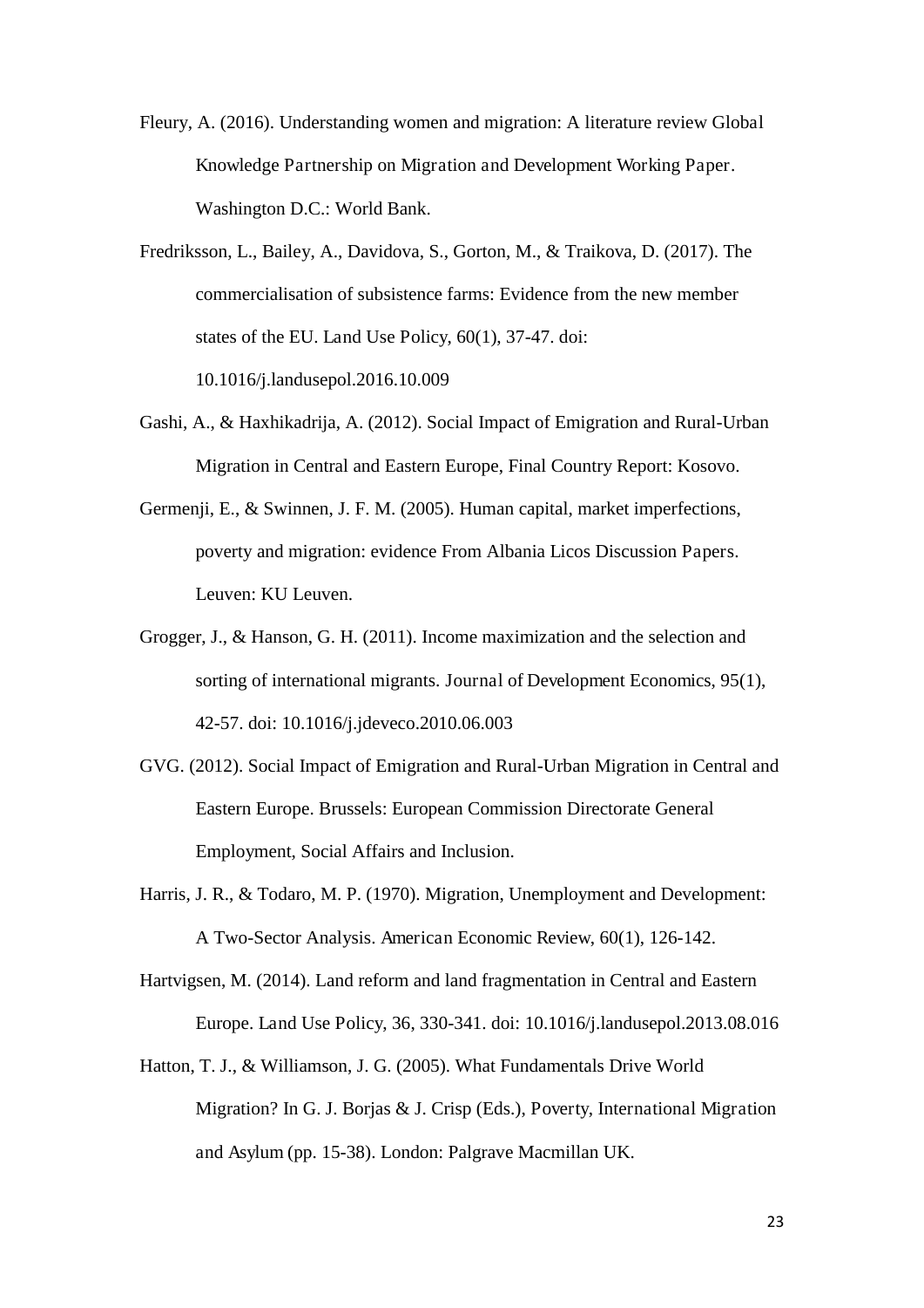Fleury, A. (2016). Understanding women and migration: A literature review Global Knowledge Partnership on Migration and Development Working Paper. Washington D.C.: World Bank.

Fredriksson, L., Bailey, A., Davidova, S., Gorton, M., & Traikova, D. (2017). The commercialisation of subsistence farms: Evidence from the new member states of the EU. Land Use Policy, 60(1), 37-47. doi: 10.1016/j.landusepol.2016.10.009

Gashi, A., & Haxhikadrija, A. (2012). Social Impact of Emigration and Rural-Urban Migration in Central and Eastern Europe, Final Country Report: Kosovo.

Germenji, E., & Swinnen, J. F. M. (2005). Human capital, market imperfections, poverty and migration: evidence From Albania Licos Discussion Papers. Leuven: KU Leuven.

Grogger, J., & Hanson, G. H. (2011). Income maximization and the selection and sorting of international migrants. Journal of Development Economics, 95(1), 42-57. doi: 10.1016/j.jdeveco.2010.06.003

GVG. (2012). Social Impact of Emigration and Rural-Urban Migration in Central and Eastern Europe. Brussels: European Commission Directorate General Employment, Social Affairs and Inclusion.

Harris, J. R., & Todaro, M. P. (1970). Migration, Unemployment and Development: A Two-Sector Analysis. American Economic Review, 60(1), 126-142.

Hartvigsen, M. (2014). Land reform and land fragmentation in Central and Eastern Europe. Land Use Policy, 36, 330-341. doi: 10.1016/j.landusepol.2013.08.016

Hatton, T. J., & Williamson, J. G. (2005). What Fundamentals Drive World Migration? In G. J. Borjas & J. Crisp (Eds.), Poverty, International Migration and Asylum (pp. 15-38). London: Palgrave Macmillan UK.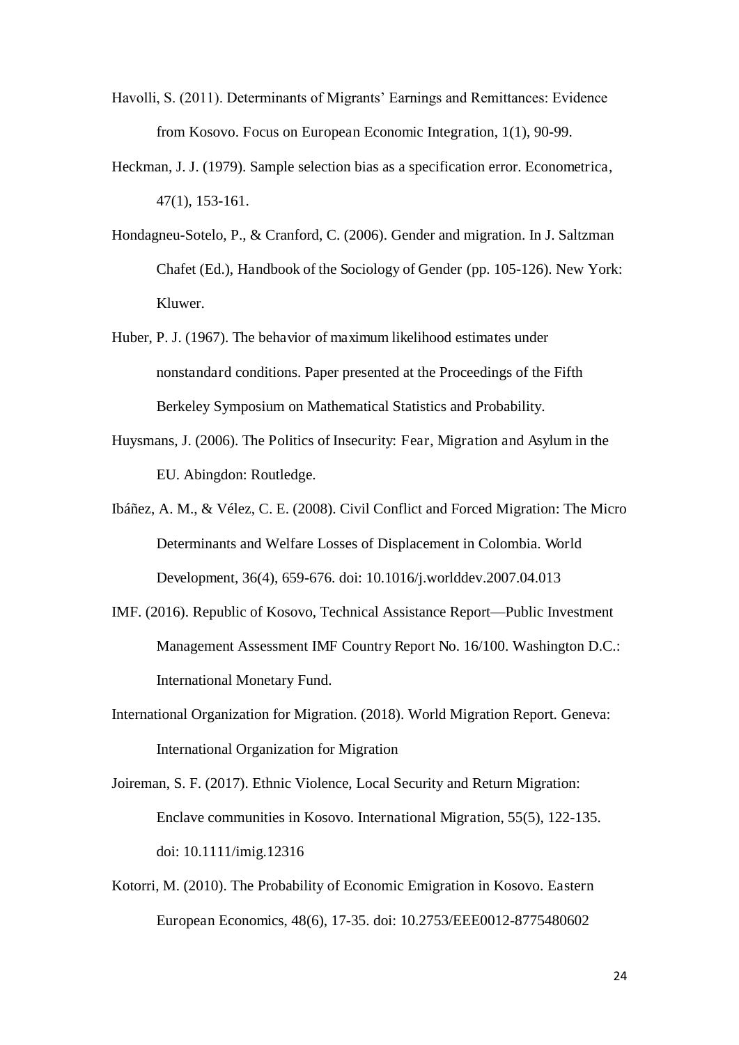Havolli, S. (2011). Determinants of Migrants' Earnings and Remittances: Evidence from Kosovo. Focus on European Economic Integration, 1(1), 90-99.

Heckman, J. J. (1979). Sample selection bias as a specification error. Econometrica, 47(1), 153-161.

Hondagneu-Sotelo, P., & Cranford, C. (2006). Gender and migration. In J. Saltzman Chafet (Ed.), Handbook of the Sociology of Gender (pp. 105-126). New York: Kluwer.

Huber, P. J. (1967). The behavior of maximum likelihood estimates under nonstandard conditions. Paper presented at the Proceedings of the Fifth Berkeley Symposium on Mathematical Statistics and Probability.

Huysmans, J. (2006). The Politics of Insecurity: Fear, Migration and Asylum in the EU. Abingdon: Routledge.

Ibáñez, A. M., & Vélez, C. E. (2008). Civil Conflict and Forced Migration: The Micro Determinants and Welfare Losses of Displacement in Colombia. World Development, 36(4), 659-676. doi: 10.1016/j.worlddev.2007.04.013

IMF. (2016). Republic of Kosovo, Technical Assistance Report—Public Investment Management Assessment IMF Country Report No. 16/100. Washington D.C.: International Monetary Fund.

International Organization for Migration. (2018). World Migration Report. Geneva: International Organization for Migration

Joireman, S. F. (2017). Ethnic Violence, Local Security and Return Migration: Enclave communities in Kosovo. International Migration, 55(5), 122-135. doi: 10.1111/imig.12316

Kotorri, M. (2010). The Probability of Economic Emigration in Kosovo. Eastern European Economics, 48(6), 17-35. doi: 10.2753/EEE0012-8775480602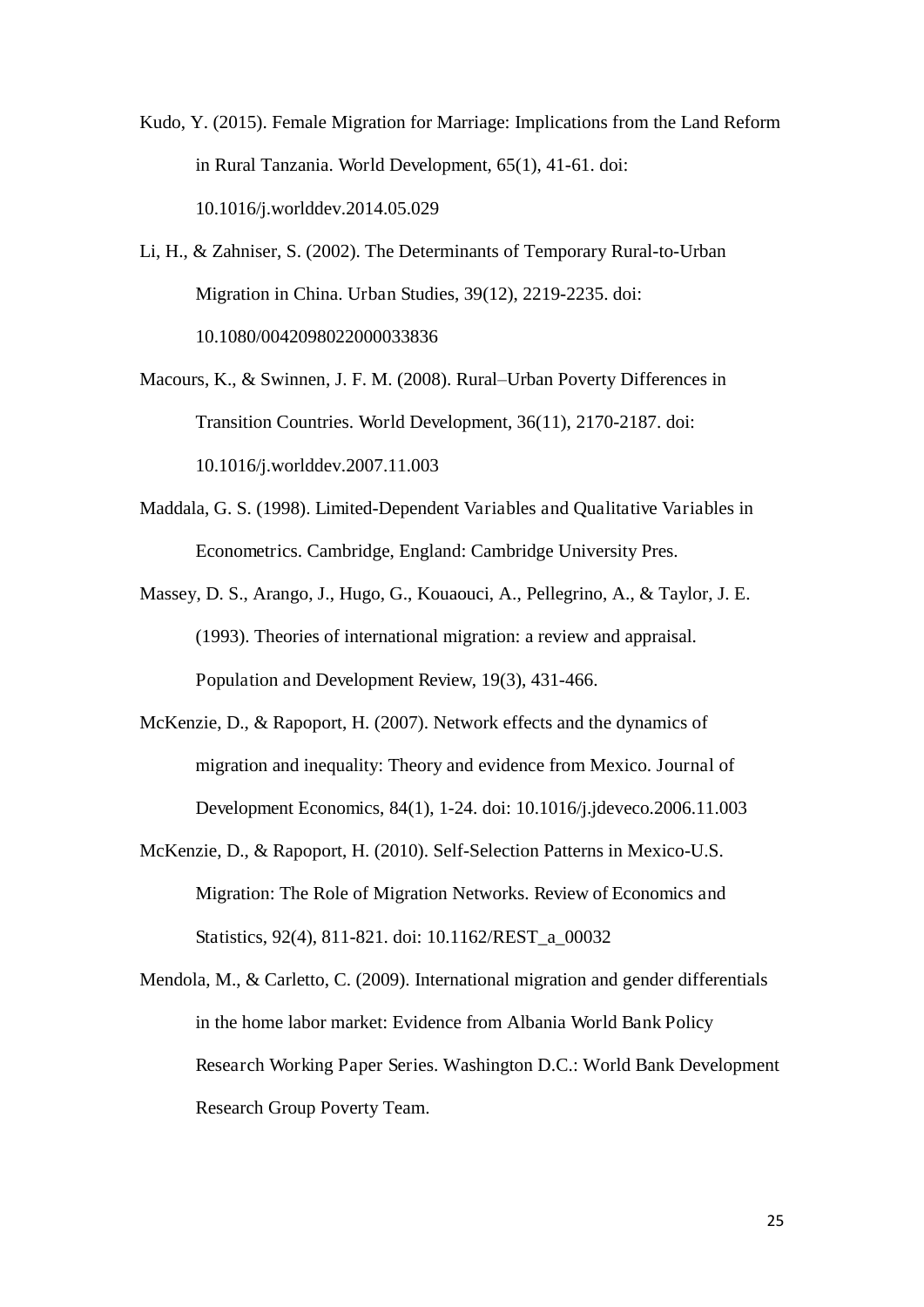Kudo, Y. (2015). Female Migration for Marriage: Implications from the Land Reform in Rural Tanzania. World Development, 65(1), 41-61. doi: 10.1016/j.worlddev.2014.05.029

Li, H., & Zahniser, S. (2002). The Determinants of Temporary Rural-to-Urban Migration in China. Urban Studies, 39(12), 2219-2235. doi: 10.1080/0042098022000033836

Macours, K., & Swinnen, J. F. M. (2008). Rural–Urban Poverty Differences in Transition Countries. World Development, 36(11), 2170-2187. doi: 10.1016/j.worlddev.2007.11.003

Maddala, G. S. (1998). Limited-Dependent Variables and Qualitative Variables in Econometrics. Cambridge, England: Cambridge University Pres.

Massey, D. S., Arango, J., Hugo, G., Kouaouci, A., Pellegrino, A., & Taylor, J. E. (1993). Theories of international migration: a review and appraisal. Population and Development Review, 19(3), 431-466.

McKenzie, D., & Rapoport, H. (2007). Network effects and the dynamics of migration and inequality: Theory and evidence from Mexico. Journal of Development Economics, 84(1), 1-24. doi: 10.1016/j.jdeveco.2006.11.003

McKenzie, D., & Rapoport, H. (2010). Self-Selection Patterns in Mexico-U.S. Migration: The Role of Migration Networks. Review of Economics and Statistics, 92(4), 811-821. doi: 10.1162/REST_a_00032

Mendola, M., & Carletto, C. (2009). International migration and gender differentials in the home labor market: Evidence from Albania World Bank Policy Research Working Paper Series. Washington D.C.: World Bank Development Research Group Poverty Team.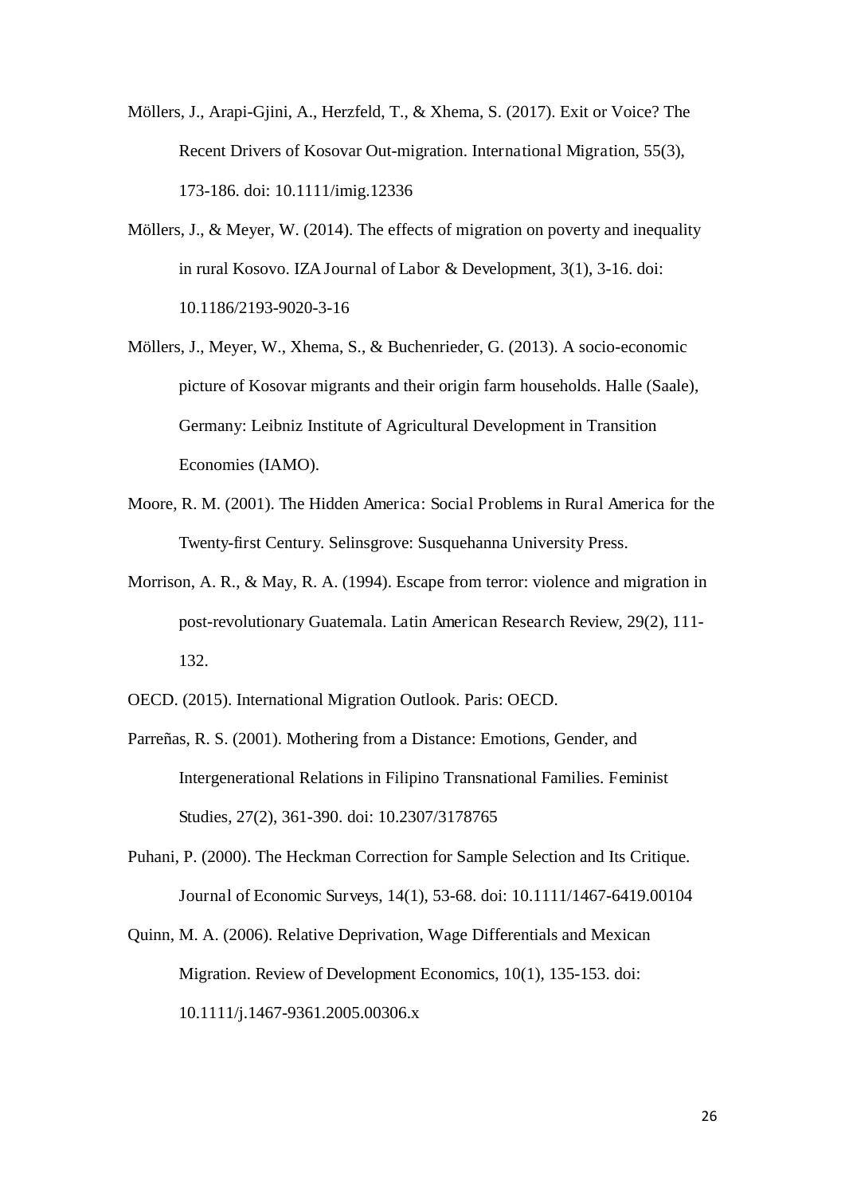Möllers, J., Arapi-Gjini, A., Herzfeld, T., & Xhema, S. (2017). Exit or Voice? The Recent Drivers of Kosovar Out-migration. International Migration, 55(3), 173-186. doi: 10.1111/imig.12336

Möllers, J., & Meyer, W. (2014). The effects of migration on poverty and inequality in rural Kosovo. IZA Journal of Labor & Development, 3(1), 3-16. doi: 10.1186/2193-9020-3-16

Möllers, J., Meyer, W., Xhema, S., & Buchenrieder, G. (2013). A socio-economic picture of Kosovar migrants and their origin farm households. Halle (Saale), Germany: Leibniz Institute of Agricultural Development in Transition Economies (IAMO).

Moore, R. M. (2001). The Hidden America: Social Problems in Rural America for the Twenty-first Century. Selinsgrove: Susquehanna University Press.

Morrison, A. R., & May, R. A. (1994). Escape from terror: violence and migration in post-revolutionary Guatemala. Latin American Research Review, 29(2), 111-132.

OECD. (2015). International Migration Outlook. Paris: OECD.

Parreñas, R. S. (2001). Mothering from a Distance: Emotions, Gender, and Intergenerational Relations in Filipino Transnational Families. Feminist Studies, 27(2), 361-390. doi: 10.2307/3178765

Puhani, P. (2000). The Heckman Correction for Sample Selection and Its Critique. Journal of Economic Surveys, 14(1), 53-68. doi: 10.1111/1467-6419.00104

Quinn, M. A. (2006). Relative Deprivation, Wage Differentials and Mexican Migration. Review of Development Economics, 10(1), 135-153. doi: 10.1111/j.1467-9361.2005.00306.x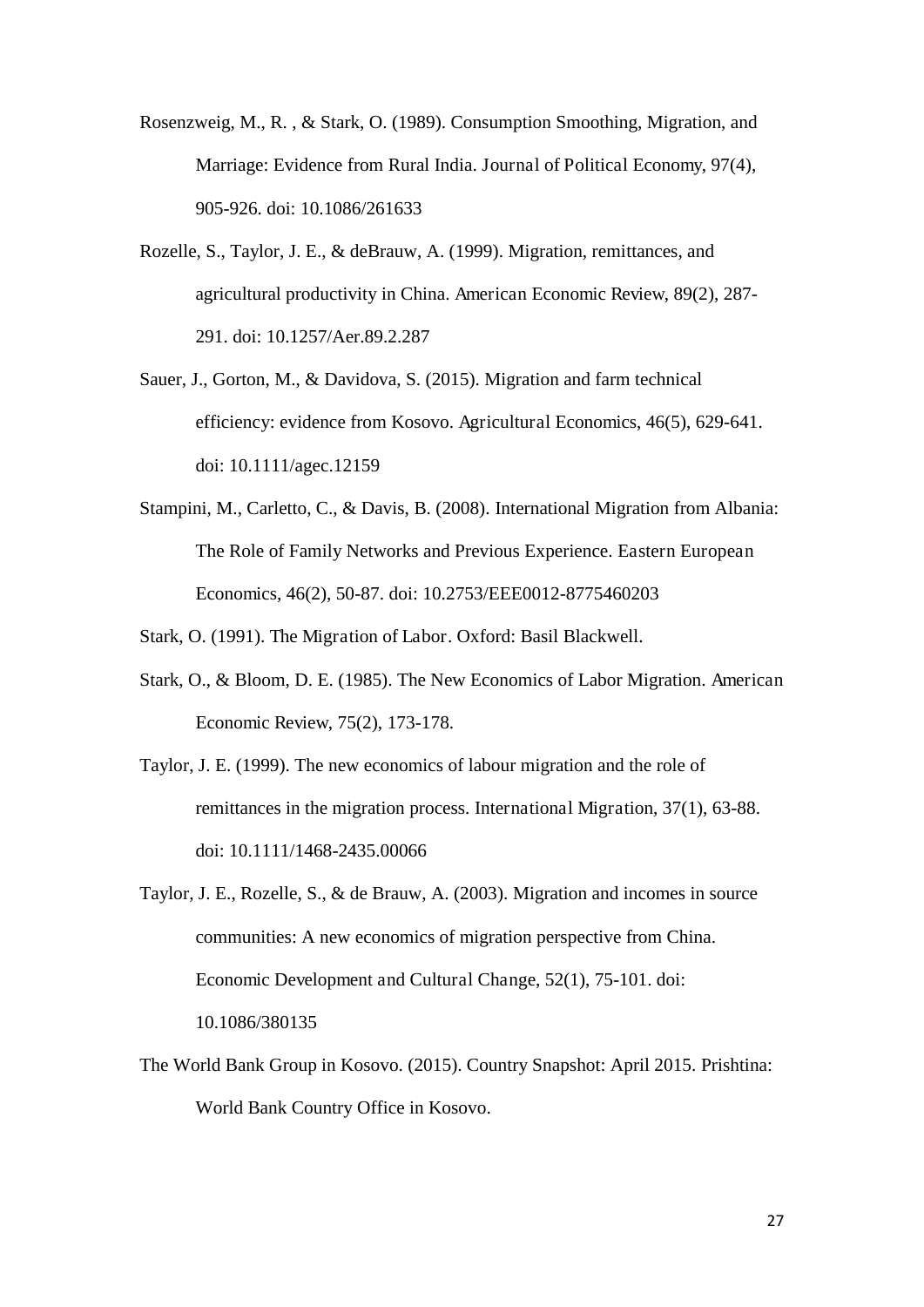Rosenzweig, M., R. , & Stark, O. (1989). Consumption Smoothing, Migration, and Marriage: Evidence from Rural India. Journal of Political Economy, 97(4), 905-926. doi: 10.1086/261633

Rozelle, S., Taylor, J. E., & deBrauw, A. (1999). Migration, remittances, and agricultural productivity in China. American Economic Review, 89(2), 287-291. doi: 10.1257/Aer.89.2.287

Sauer, J., Gorton, M., & Davidova, S. (2015). Migration and farm technical efficiency: evidence from Kosovo. Agricultural Economics, 46(5), 629-641. doi: 10.1111/agec.12159

Stampini, M., Carletto, C., & Davis, B. (2008). International Migration from Albania: The Role of Family Networks and Previous Experience. Eastern European Economics, 46(2), 50-87. doi: 10.2753/EEE0012-8775460203

Stark, O. (1991). The Migration of Labor. Oxford: Basil Blackwell.

Stark, O., & Bloom, D. E. (1985). The New Economics of Labor Migration. American Economic Review, 75(2), 173-178.

Taylor, J. E. (1999). The new economics of labour migration and the role of remittances in the migration process. International Migration, 37(1), 63-88. doi: 10.1111/1468-2435.00066

Taylor, J. E., Rozelle, S., & de Brauw, A. (2003). Migration and incomes in source communities: A new economics of migration perspective from China. Economic Development and Cultural Change, 52(1), 75-101. doi: 10.1086/380135

The World Bank Group in Kosovo. (2015). Country Snapshot: April 2015. Prishtina: World Bank Country Office in Kosovo.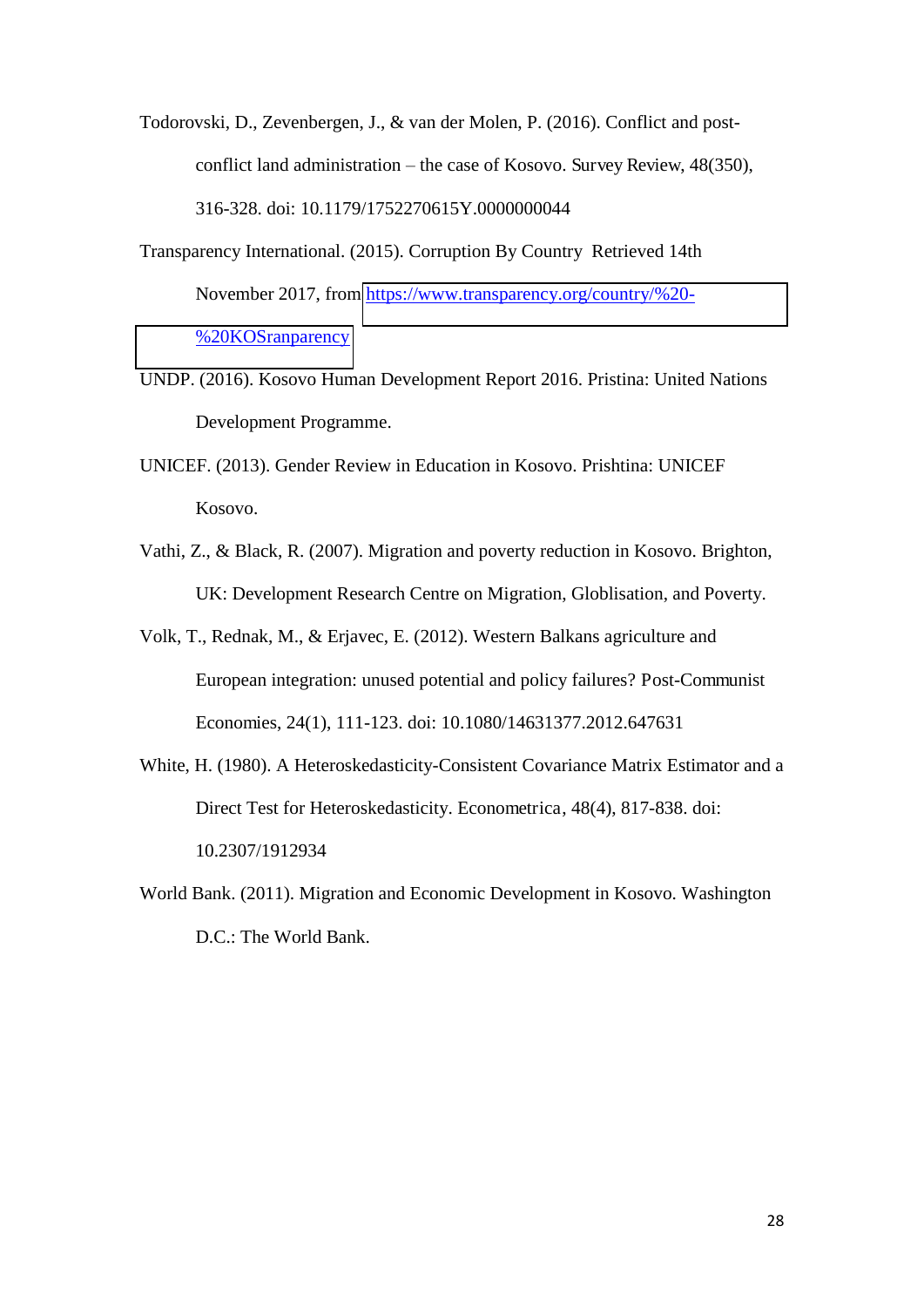Todorovski, D., Zevenbergen, J., & van der Molen, P. (2016). Conflict and post-conflict land administration – the case of Kosovo. Survey Review, 48(350), 316-328. doi: 10.1179/1752270615Y.0000000044

Transparency International. (2015). Corruption By Country Retrieved 14th November 2017, from https://www.transparency.org/country/%20-%20KOSranparency

UNDP. (2016). Kosovo Human Development Report 2016. Pristina: United Nations Development Programme.

UNICEF. (2013). Gender Review in Education in Kosovo. Prishtina: UNICEF Kosovo.

Vathi, Z., & Black, R. (2007). Migration and poverty reduction in Kosovo. Brighton, UK: Development Research Centre on Migration, Globlisation, and Poverty.

Volk, T., Rednak, M., & Erjavec, E. (2012). Western Balkans agriculture and European integration: unused potential and policy failures? Post-Communist Economies, 24(1), 111-123. doi: 10.1080/14631377.2012.647631

White, H. (1980). A Heteroskedasticity-Consistent Covariance Matrix Estimator and a Direct Test for Heteroskedasticity. Econometrica, 48(4), 817-838. doi: 10.2307/1912934

World Bank. (2011). Migration and Economic Development in Kosovo. Washington D.C.: The World Bank.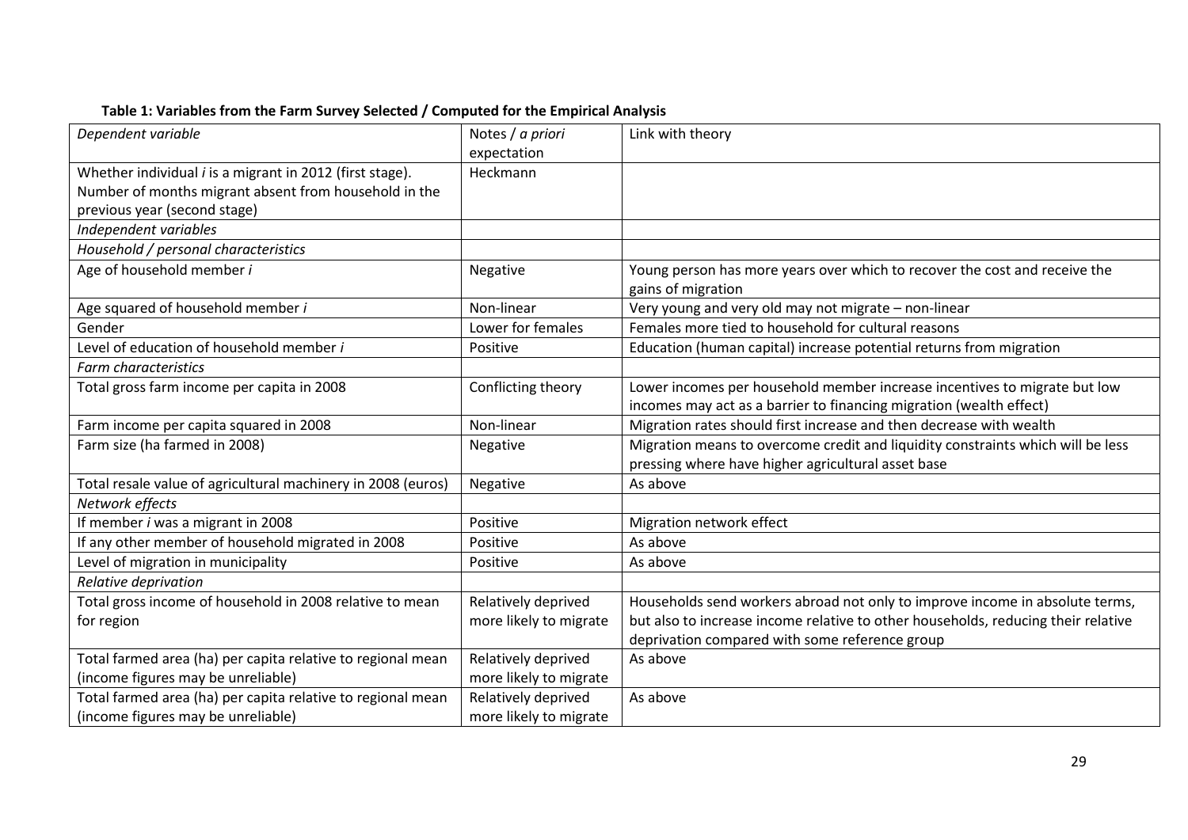**Table 1: Variables from the Farm Survey Selected / Computed for the Empirical Analysis**

| *Dependent variable* | Notes / *a priori* expectation | Link with theory |
|---|---|---|
| Whether individual *i* is a migrant in 2012 (first stage). Number of months migrant absent from household in the previous year (second stage) | Heckmann | |
| *Independent variables* | | |
| *Household / personal characteristics* | | |
| Age of household member *i* | Negative | Young person has more years over which to recover the cost and receive the gains of migration |
| Age squared of household member *i* | Non-linear | Very young and very old may not migrate – non-linear |
| Gender | Lower for females | Females more tied to household for cultural reasons |
| Level of education of household member *i* | Positive | Education (human capital) increase potential returns from migration |
| *Farm characteristics* | | |
| Total gross farm income per capita in 2008 | Conflicting theory | Lower incomes per household member increase incentives to migrate but low incomes may act as a barrier to financing migration (wealth effect) |
| Farm income per capita squared in 2008 | Non-linear | Migration rates should first increase and then decrease with wealth |
| Farm size (ha farmed in 2008) | Negative | Migration means to overcome credit and liquidity constraints which will be less pressing where have higher agricultural asset base |
| Total resale value of agricultural machinery in 2008 (euros) | Negative | As above |
| *Network effects* | | |
| If member *i* was a migrant in 2008 | Positive | Migration network effect |
| If any other member of household migrated in 2008 | Positive | As above |
| Level of migration in municipality | Positive | As above |
| *Relative deprivation* | | |
| Total gross income of household in 2008 relative to mean for region | Relatively deprived more likely to migrate | Households send workers abroad not only to improve income in absolute terms, but also to increase income relative to other households, reducing their relative deprivation compared with some reference group |
| Total farmed area (ha) per capita relative to regional mean (income figures may be unreliable) | Relatively deprived more likely to migrate | As above |
| Total farmed area (ha) per capita relative to regional mean (income figures may be unreliable) | Relatively deprived more likely to migrate | As above |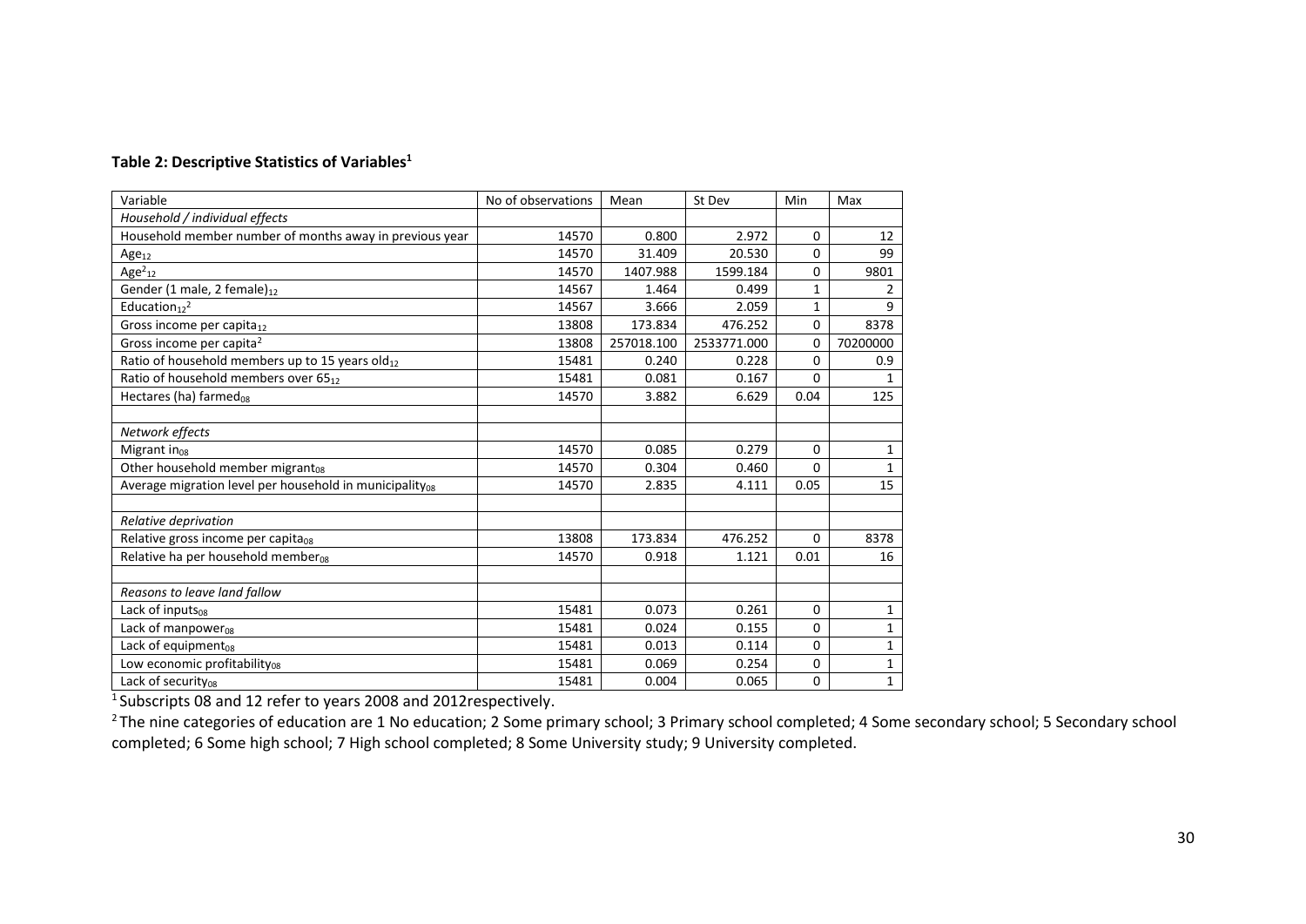**Table 2: Descriptive Statistics of Variables[1]**

| Variable | No of observations | Mean | St Dev | Min | Max |
|---|---|---|---|---|---|
| *Household / individual effects* | | | | | |
| Household member number of months away in previous year | 14570 | 0.800 | 2.972 | 0 | 12 |
| $Age_{12}$ | 14570 | 31.409 | 20.530 | 0 | 99 |
| $Age^2_{12}$ | 14570 | 1407.988 | 1599.184 | 0 | 9801 |
| Gender (1 male, 2 female)$_{12}$ | 14567 | 1.464 | 0.499 | 1 | 2 |
| $Education_{12}$[2] | 14567 | 3.666 | 2.059 | 1 | 9 |
| Gross income per $capita_{12}$ | 13808 | 173.834 | 476.252 | 0 | 8378 |
| Gross income per $capita^2$ | 13808 | 257018.100 | 2533771.000 | 0 | 70200000 |
| Ratio of household members up to 15 years $old_{12}$ | 15481 | 0.240 | 0.228 | 0 | 0.9 |
| Ratio of household members over $65_{12}$ | 15481 | 0.081 | 0.167 | 0 | 1 |
| Hectares (ha) $farmed_{08}$ | 14570 | 3.882 | 6.629 | 0.04 | 125 |
| | | | | | |
| *Network effects* | | | | | |
| Migrant $in_{08}$ | 14570 | 0.085 | 0.279 | 0 | 1 |
| Other household member $migrant_{08}$ | 14570 | 0.304 | 0.460 | 0 | 1 |
| Average migration level per household in $municipality_{08}$ | 14570 | 2.835 | 4.111 | 0.05 | 15 |
| | | | | | |
| *Relative deprivation* | | | | | |
| Relative gross income per $capita_{08}$ | 13808 | 173.834 | 476.252 | 0 | 8378 |
| Relative ha per household $member_{08}$ | 14570 | 0.918 | 1.121 | 0.01 | 16 |
| | | | | | |
| *Reasons to leave land fallow* | | | | | |
| Lack of $inputs_{08}$ | 15481 | 0.073 | 0.261 | 0 | 1 |
| Lack of $manpower_{08}$ | 15481 | 0.024 | 0.155 | 0 | 1 |
| Lack of $equipment_{08}$ | 15481 | 0.013 | 0.114 | 0 | 1 |
| Low economic $profitability_{08}$ | 15481 | 0.069 | 0.254 | 0 | 1 |
| Lack of $security_{08}$ | 15481 | 0.004 | 0.065 | 0 | 1 |

[1] Subscripts 08 and 12 refer to years 2008 and 2012respectively.

[2] The nine categories of education are 1 No education; 2 Some primary school; 3 Primary school completed; 4 Some secondary school; 5 Secondary school completed; 6 Some high school; 7 High school completed; 8 Some University study; 9 University completed.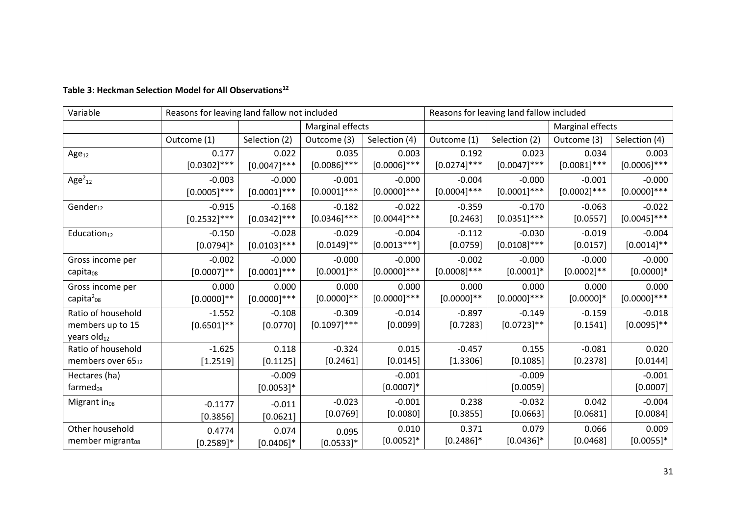**Table 3: Heckman Selection Model for All Observations[12]**

| Variable | Reasons for leaving land fallow not included | | | | Reasons for leaving land fallow included | | | |
|---|---|---|---|---|---|---|---|---|
| | | | Marginal effects | | | | Marginal effects | |
| | Outcome (1) | Selection (2) | Outcome (3) | Selection (4) | Outcome (1) | Selection (2) | Outcome (3) | Selection (4) |
| $Age_{12}$ | 0.177 [0.0302]*** | 0.022 [0.0047]*** | 0.035 [0.0086]*** | 0.003 [0.0006]*** | 0.192 [0.0274]*** | 0.023 [0.0047]*** | 0.034 [0.0081]*** | 0.003 [0.0006]*** |
| $Age^2_{12}$ | -0.003 [0.0005]*** | -0.000 [0.0001]*** | -0.001 [0.0001]*** | -0.000 [0.0000]*** | -0.004 [0.0004]*** | -0.000 [0.0001]*** | -0.001 [0.0002]*** | -0.000 [0.0000]*** |
| $Gender_{12}$ | -0.915 [0.2532]*** | -0.168 [0.0342]*** | -0.182 [0.0346]*** | -0.022 [0.0044]*** | -0.359 [0.2463] | -0.170 [0.0351]*** | -0.063 [0.0557] | -0.022 [0.0045]*** |
| $Education_{12}$ | -0.150 [0.0794]* | -0.028 [0.0103]*** | -0.029 [0.0149]** | -0.004 [0.0013***] | -0.112 [0.0759] | -0.030 [0.0108]*** | -0.019 [0.0157] | -0.004 [0.0014]** |
| Gross income per $capita_{08}$ | -0.002 [0.0007]** | -0.000 [0.0001]*** | -0.000 [0.0001]** | -0.000 [0.0000]*** | -0.002 [0.0008]*** | -0.000 [0.0001]* | -0.000 [0.0002]** | -0.000 [0.0000]* |
| Gross income per $capita^2_{08}$ | 0.000 [0.0000]** | 0.000 [0.0000]*** | 0.000 [0.0000]** | 0.000 [0.0000]*** | 0.000 [0.0000]** | 0.000 [0.0000]*** | 0.000 [0.0000]* | 0.000 [0.0000]*** |
| Ratio of household members up to 15 years $old_{12}$ | -1.552 [0.6501]** | -0.108 [0.0770] | -0.309 [0.1097]*** | -0.014 [0.0099] | -0.897 [0.7283] | -0.149 [0.0723]** | -0.159 [0.1541] | -0.018 [0.0095]** |
| Ratio of household members over $65_{12}$ | -1.625 [1.2519] | 0.118 [0.1125] | -0.324 [0.2461] | 0.015 [0.0145] | -0.457 [1.3306] | 0.155 [0.1085] | -0.081 [0.2378] | 0.020 [0.0144] |
| Hectares (ha) $farmed_{08}$ | | -0.009 [0.0053]* | | -0.001 [0.0007]* | | -0.009 [0.0059] | | -0.001 [0.0007] |
| Migrant $in_{08}$ | -0.1177 [0.3856] | -0.011 [0.0621] | -0.023 [0.0769] | -0.001 [0.0080] | 0.238 [0.3855] | -0.032 [0.0663] | 0.042 [0.0681] | -0.004 [0.0084] |
| Other household member $migrant_{08}$ | 0.4774 [0.2589]* | 0.074 [0.0406]* | 0.095 [0.0533]* | 0.010 [0.0052]* | 0.371 [0.2486]* | 0.079 [0.0436]* | 0.066 [0.0468] | 0.009 [0.0055]* |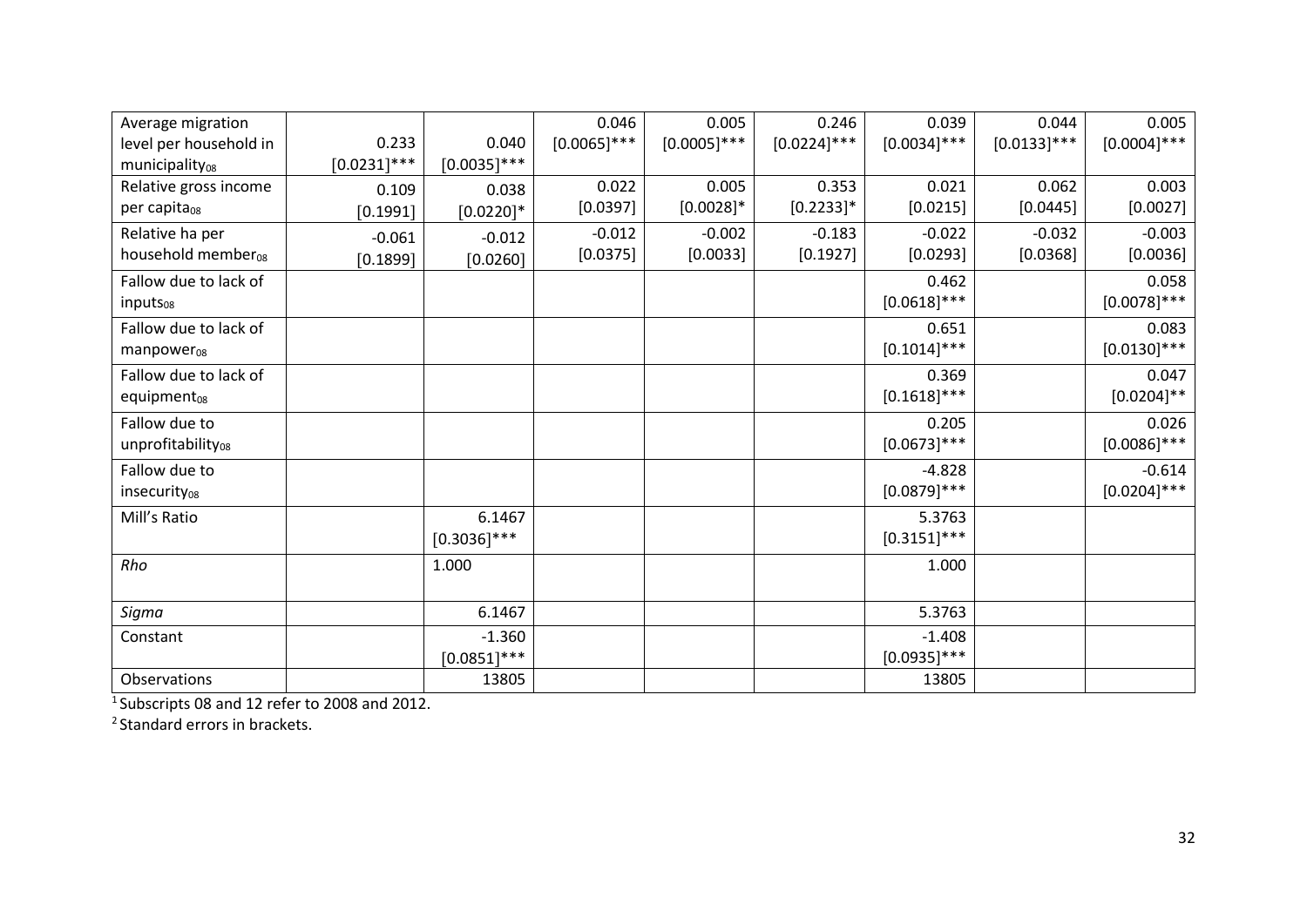| | | | | | | | | |
|---|---|---|---|---|---|---|---|---|
| Average migration level per household in municipality$_{08}$ | 0.233 [0.0231]*** | 0.040 [0.0035]*** | 0.046 [0.0065]*** | 0.005 [0.0005]*** | 0.246 [0.0224]*** | 0.039 [0.0034]*** | 0.044 [0.0133]*** | 0.005 [0.0004]*** |
| Relative gross income per capita$_{08}$ | 0.109 [0.1991] | 0.038 [0.0220]* | 0.022 [0.0397] | 0.005 [0.0028]* | 0.353 [0.2233]* | 0.021 [0.0215] | 0.062 [0.0445] | 0.003 [0.0027] |
| Relative ha per household member$_{08}$ | -0.061 [0.1899] | -0.012 [0.0260] | -0.012 [0.0375] | -0.002 [0.0033] | -0.183 [0.1927] | -0.022 [0.0293] | -0.032 [0.0368] | -0.003 [0.0036] |
| Fallow due to lack of inputs$_{08}$ | | | | | | 0.462 [0.0618]*** | | 0.058 [0.0078]*** |
| Fallow due to lack of manpower$_{08}$ | | | | | | 0.651 [0.1014]*** | | 0.083 [0.0130]*** |
| Fallow due to lack of equipment$_{08}$ | | | | | | 0.369 [0.1618]*** | | 0.047 [0.0204]** |
| Fallow due to unprofitability$_{08}$ | | | | | | 0.205 [0.0673]*** | | 0.026 [0.0086]*** |
| Fallow due to insecurity$_{08}$ | | | | | | -4.828 [0.0879]*** | | -0.614 [0.0204]*** |
| Mill's Ratio | | 6.1467 [0.3036]*** | | | | 5.3763 [0.3151]*** | | |
| *Rho* | | 1.000 | | | | 1.000 | | |
| *Sigma* | | 6.1467 | | | | 5.3763 | | |
| Constant | | -1.360 [0.0851]*** | | | | -1.408 [0.0935]*** | | |
| Observations | | 13805 | | | | 13805 | | |

[1] Subscripts 08 and 12 refer to 2008 and 2012.

[2] Standard errors in brackets.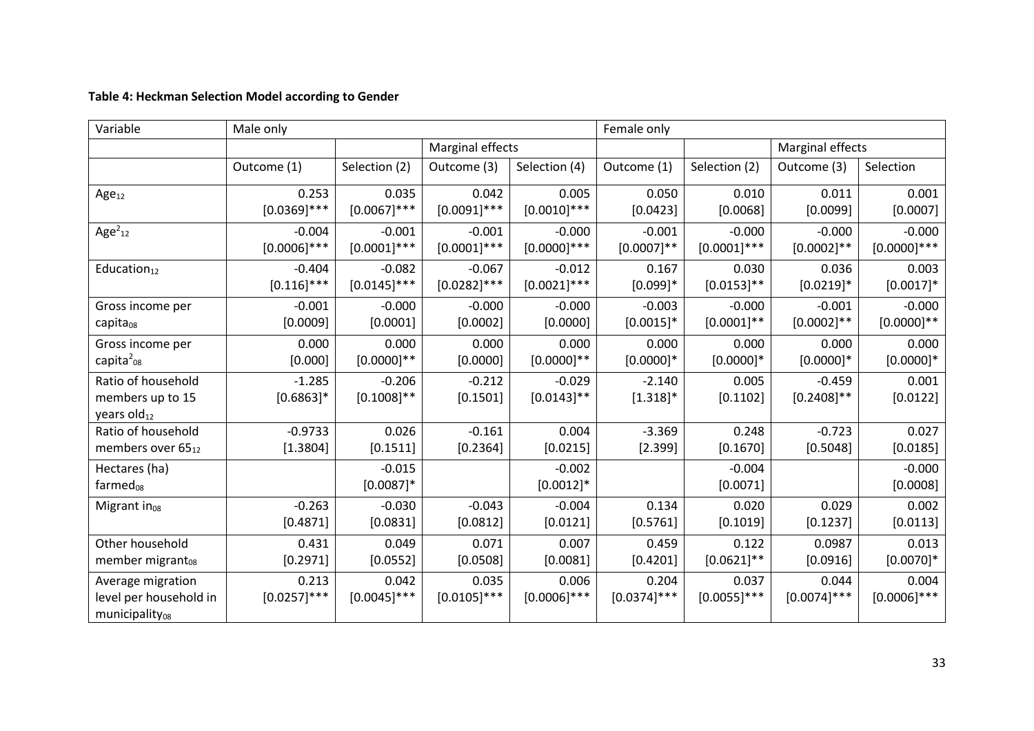**Table 4: Heckman Selection Model according to Gender**

| Variable | Male only | | | | Female only | | | |
|---|---|---|---|---|---|---|---|---|
| | | | Marginal effects | | | | Marginal effects | |
| | Outcome (1) | Selection (2) | Outcome (3) | Selection (4) | Outcome (1) | Selection (2) | Outcome (3) | Selection |
| $Age_{12}$ | 0.253 [0.0369]*** | 0.035 [0.0067]*** | 0.042 [0.0091]*** | 0.005 [0.0010]*** | 0.050 [0.0423] | 0.010 [0.0068] | 0.011 [0.0099] | 0.001 [0.0007] |
| $Age^2_{12}$ | -0.004 [0.0006]*** | -0.001 [0.0001]*** | -0.001 [0.0001]*** | -0.000 [0.0000]*** | -0.001 [0.0007]** | -0.000 [0.0001]*** | -0.000 [0.0002]** | -0.000 [0.0000]*** |
| $Education_{12}$ | -0.404 [0.116]*** | -0.082 [0.0145]*** | -0.067 [0.0282]*** | -0.012 [0.0021]*** | 0.167 [0.099]* | 0.030 [0.0153]** | 0.036 [0.0219]* | 0.003 [0.0017]* |
| Gross income per $capita_{08}$ | -0.001 [0.0009] | -0.000 [0.0001] | -0.000 [0.0002] | -0.000 [0.0000] | -0.003 [0.0015]* | -0.000 [0.0001]** | -0.001 [0.0002]** | -0.000 [0.0000]** |
| Gross income per $capita^2_{08}$ | 0.000 [0.000] | 0.000 [0.0000]** | 0.000 [0.0000] | 0.000 [0.0000]** | 0.000 [0.0000]* | 0.000 [0.0000]* | 0.000 [0.0000]* | 0.000 [0.0000]* |
| Ratio of household members up to 15 years $old_{12}$ | -1.285 [0.6863]* | -0.206 [0.1008]** | -0.212 [0.1501] | -0.029 [0.0143]** | -2.140 [1.318]* | 0.005 [0.1102] | -0.459 [0.2408]** | 0.001 [0.0122] |
| Ratio of household members over $65_{12}$ | -0.9733 [1.3804] | 0.026 [0.1511] | -0.161 [0.2364] | 0.004 [0.0215] | -3.369 [2.399] | 0.248 [0.1670] | -0.723 [0.5048] | 0.027 [0.0185] |
| Hectares (ha) $farmed_{08}$ | | -0.015 [0.0087]* | | -0.002 [0.0012]* | | -0.004 [0.0071] | | -0.000 [0.0008] |
| Migrant $in_{08}$ | -0.263 [0.4871] | -0.030 [0.0831] | -0.043 [0.0812] | -0.004 [0.0121] | 0.134 [0.5761] | 0.020 [0.1019] | 0.029 [0.1237] | 0.002 [0.0113] |
| Other household member $migrant_{08}$ | 0.431 [0.2971] | 0.049 [0.0552] | 0.071 [0.0508] | 0.007 [0.0081] | 0.459 [0.4201] | 0.122 [0.0621]** | 0.0987 [0.0916] | 0.013 [0.0070]* |
| Average migration level per household in $municipality_{08}$ | 0.213 [0.0257]*** | 0.042 [0.0045]*** | 0.035 [0.0105]*** | 0.006 [0.0006]*** | 0.204 [0.0374]*** | 0.037 [0.0055]*** | 0.044 [0.0074]*** | 0.004 [0.0006]*** |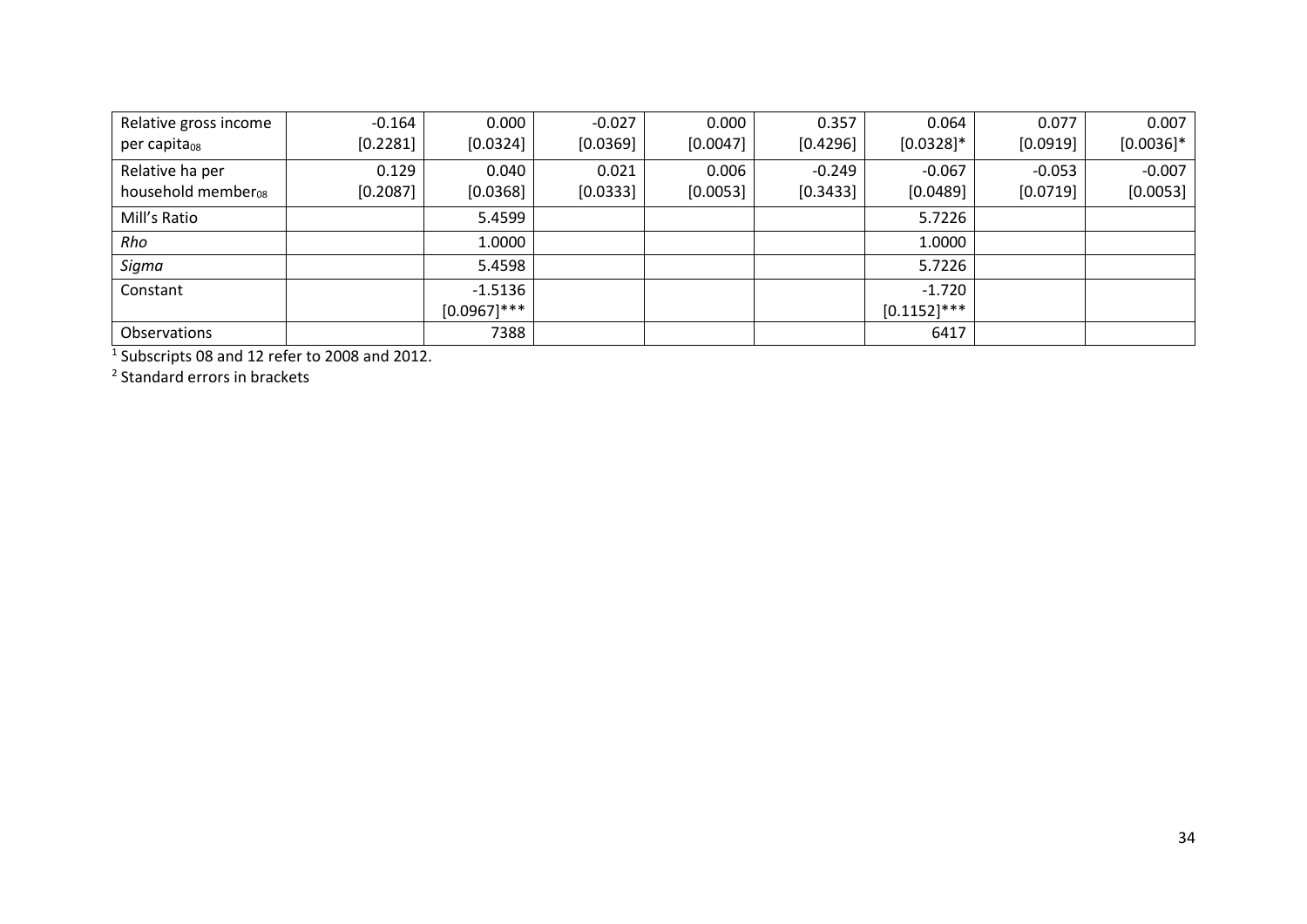| Relative gross income per capita$_{08}$ | -0.164 [0.2281] | 0.000 [0.0324] | -0.027 [0.0369] | 0.000 [0.0047] | 0.357 [0.4296] | 0.064 [0.0328]* | 0.077 [0.0919] | 0.007 [0.0036]* |
|---|---|---|---|---|---|---|---|---|
| Relative ha per household member$_{08}$ | 0.129 [0.2087] | 0.040 [0.0368] | 0.021 [0.0333] | 0.006 [0.0053] | -0.249 [0.3433] | -0.067 [0.0489] | -0.053 [0.0719] | -0.007 [0.0053] |
| Mill's Ratio | | 5.4599 | | | | 5.7226 | | |
| *Rho* | | 1.0000 | | | | 1.0000 | | |
| *Sigma* | | 5.4598 | | | | 5.7226 | | |
| Constant | | -1.5136 [0.0967]*** | | | | -1.720 [0.1152]*** | | |
| Observations | | 7388 | | | | 6417 | | |

[1] Subscripts 08 and 12 refer to 2008 and 2012.

[2] Standard errors in brackets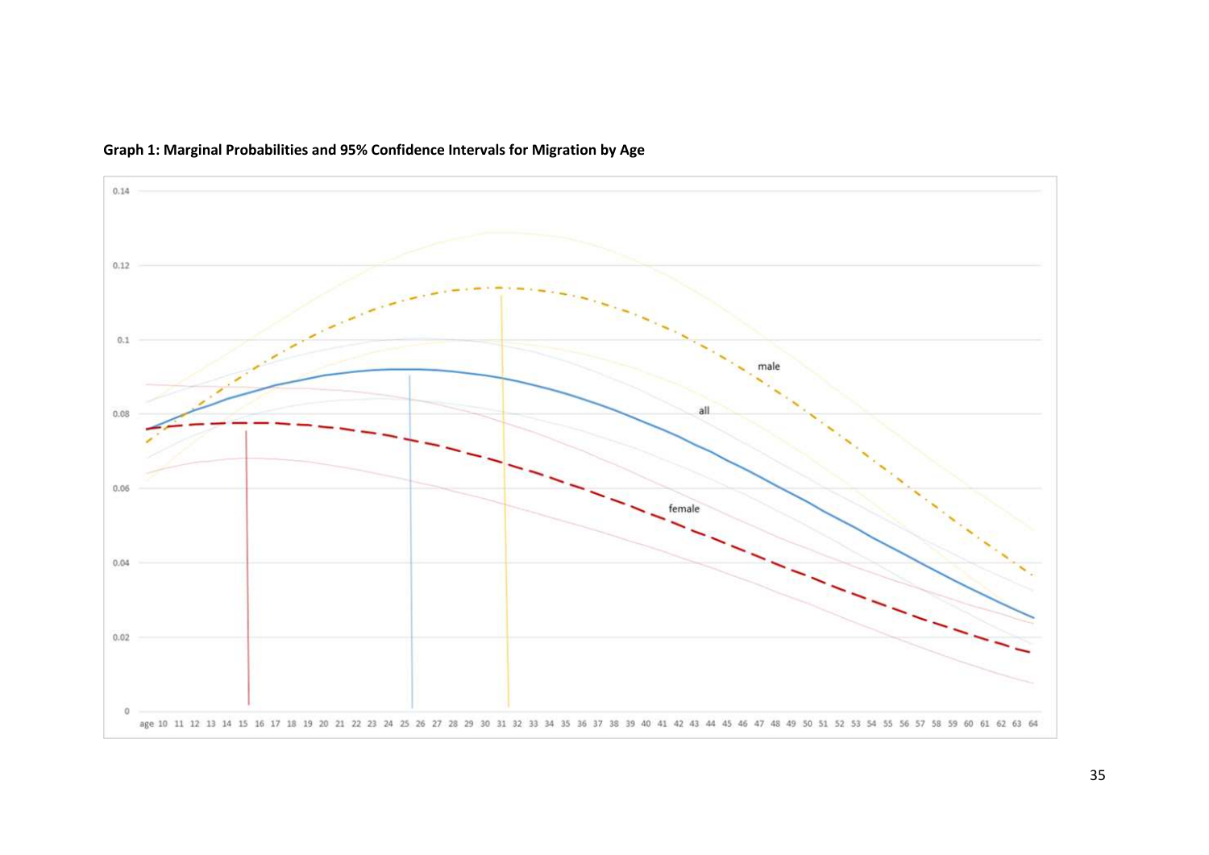**Graph 1: Marginal Probabilities and 95% Confidence Intervals for Migration by Age**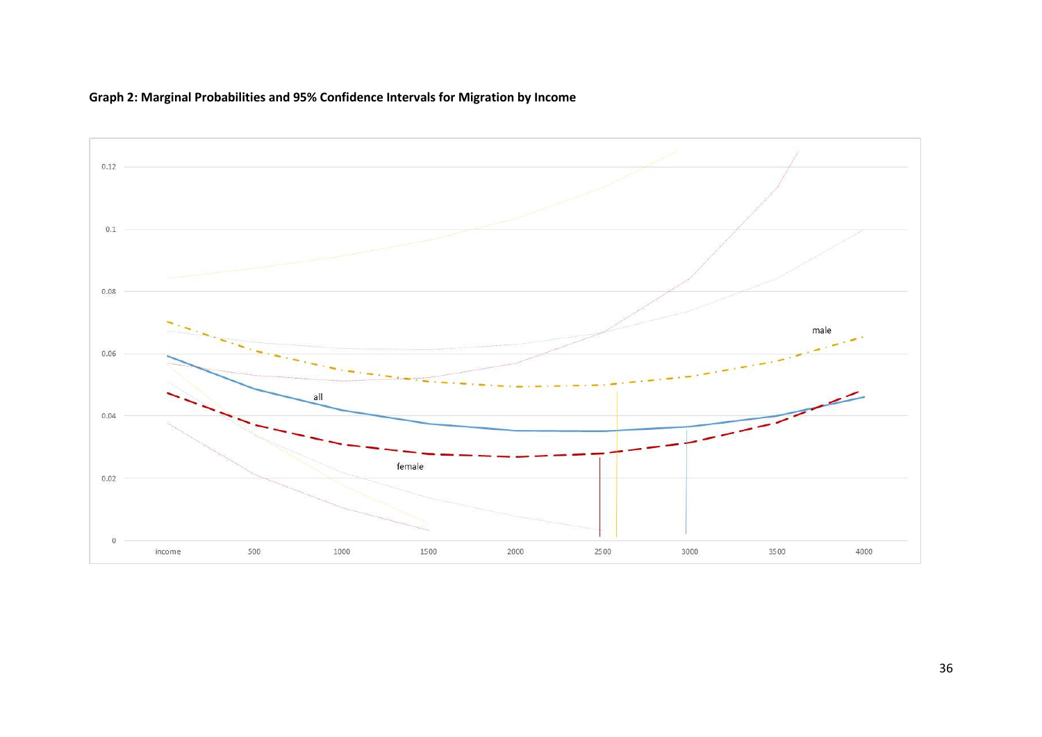**Graph 2: Marginal Probabilities and 95% Confidence Intervals for Migration by Income**

0.12

0.1

0.08

0.06

0.04

0.02

0

income

500

1000

1500

2000

2500

3000

3500

4000

male

all

female